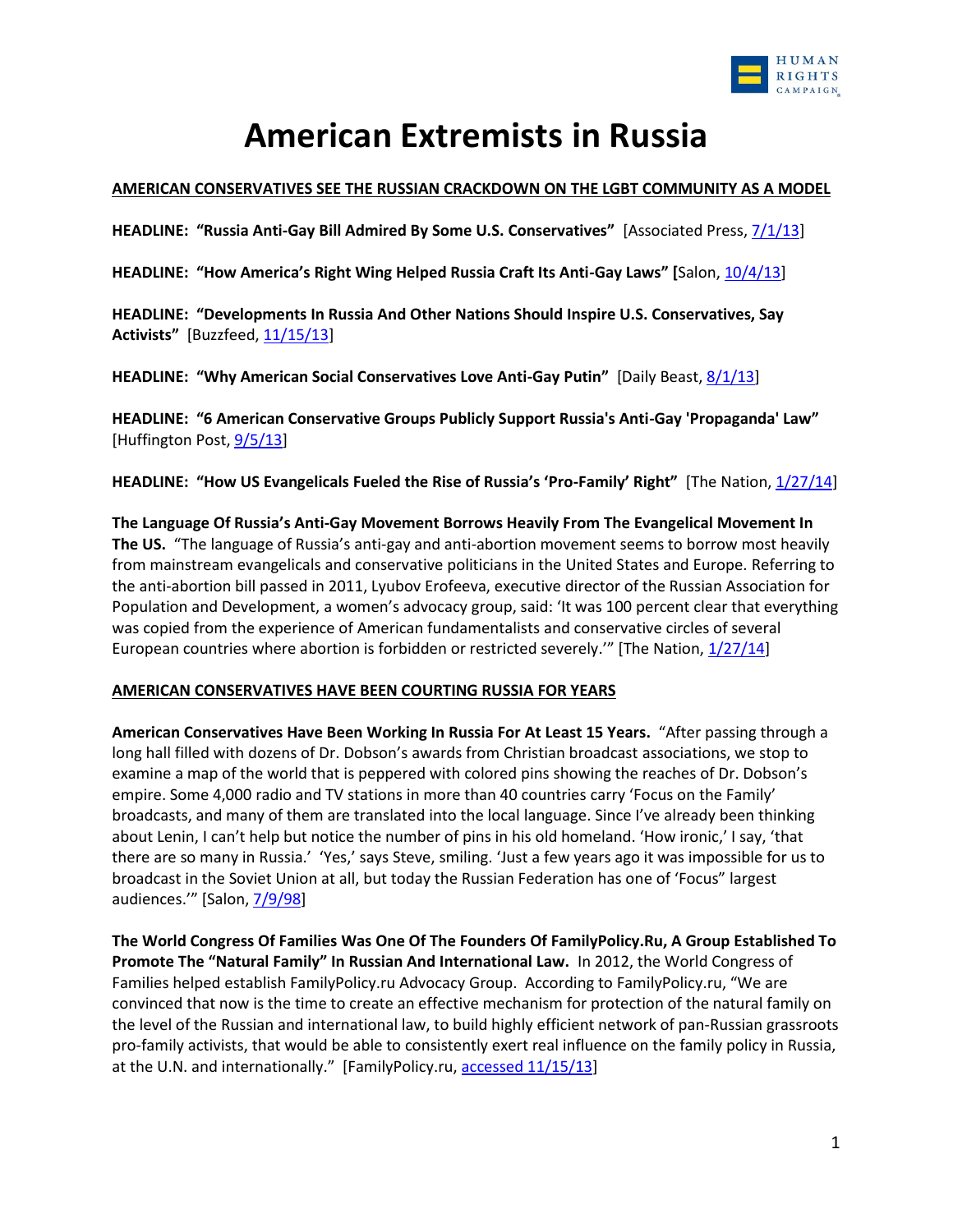# American Extremists in Russia

## AMERICAN CONSERVATIVES SEE THE RUSSIAN CRACKDOWN ON THE LGBT COMMUNITY AS A MODEL

**HEADLINE: "Russia Anti-Gay Bill Admired By Some U.S. Conservatives"** [Associated Press, 7/1/13]

**HEADLINE: "How America's Right Wing Helped Russia Craft Its Anti-Gay Laws" [**Salon, 10/4/13]

**HEADLINE: "Developments In Russia And Other Nations Should Inspire U.S. Conservatives, Say Activists"** [Buzzfeed, 11/15/13]

**HEADLINE: "Why American Social Conservatives Love Anti-Gay Putin"** [Daily Beast, 8/1/13]

**HEADLINE: "6 American Conservative Groups Publicly Support Russia's Anti-Gay 'Propaganda' Law"** [Huffington Post, 9/5/13]

**HEADLINE: "How US Evangelicals Fueled the Rise of Russia's 'Pro-Family' Right"** [The Nation, 1/27/14]

**The Language Of Russia's Anti-Gay Movement Borrows Heavily From The Evangelical Movement In The US.** "The language of Russia's anti-gay and anti-abortion movement seems to borrow most heavily from mainstream evangelicals and conservative politicians in the United States and Europe. Referring to the anti-abortion bill passed in 2011, Lyubov Erofeeva, executive director of the Russian Association for Population and Development, a women's advocacy group, said: 'It was 100 percent clear that everything was copied from the experience of American fundamentalists and conservative circles of several European countries where abortion is forbidden or restricted severely.'" [The Nation, 1/27/14]

## AMERICAN CONSERVATIVES HAVE BEEN COURTING RUSSIA FOR YEARS

**American Conservatives Have Been Working In Russia For At Least 15 Years.** "After passing through a long hall filled with dozens of Dr. Dobson's awards from Christian broadcast associations, we stop to examine a map of the world that is peppered with colored pins showing the reaches of Dr. Dobson's empire. Some 4,000 radio and TV stations in more than 40 countries carry 'Focus on the Family' broadcasts, and many of them are translated into the local language. Since I've already been thinking about Lenin, I can't help but notice the number of pins in his old homeland. 'How ironic,' I say, 'that there are so many in Russia.' 'Yes,' says Steve, smiling. 'Just a few years ago it was impossible for us to broadcast in the Soviet Union at all, but today the Russian Federation has one of 'Focus" largest audiences.'" [Salon, 7/9/98]

**The World Congress Of Families Was One Of The Founders Of FamilyPolicy.Ru, A Group Established To Promote The "Natural Family" In Russian And International Law.** In 2012, the World Congress of Families helped establish FamilyPolicy.ru Advocacy Group. According to FamilyPolicy.ru, "We are convinced that now is the time to create an effective mechanism for protection of the natural family on the level of the Russian and international law, to build highly efficient network of pan-Russian grassroots pro-family activists, that would be able to consistently exert real influence on the family policy in Russia, at the U.N. and internationally." [FamilyPolicy.ru, accessed 11/15/13]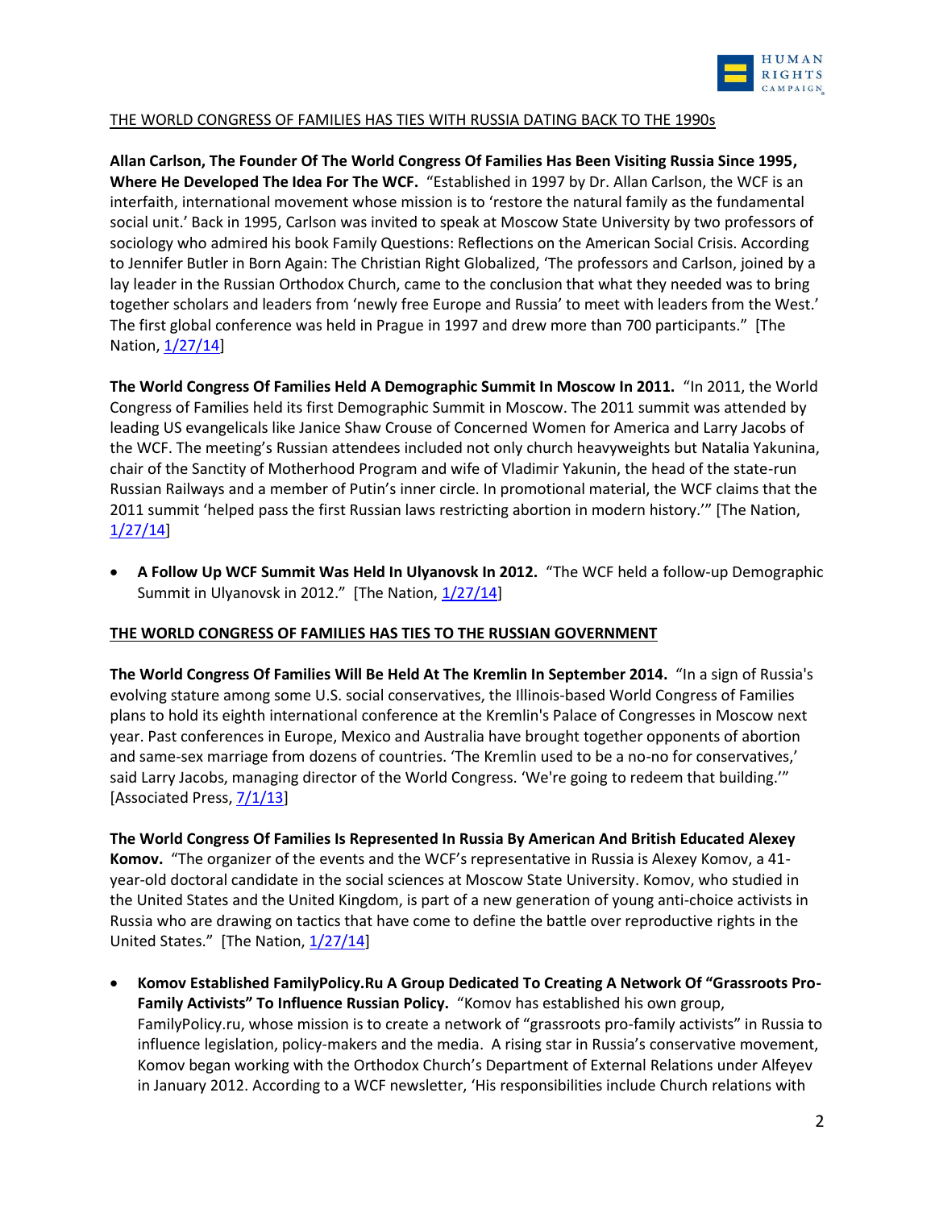<u>THE WORLD CONGRESS OF FAMILIES HAS TIES WITH RUSSIA DATING BACK TO THE 1990s</u>

**Allan Carlson, The Founder Of The World Congress Of Families Has Been Visiting Russia Since 1995, Where He Developed The Idea For The WCF.** "Established in 1997 by Dr. Allan Carlson, the WCF is an interfaith, international movement whose mission is to 'restore the natural family as the fundamental social unit.' Back in 1995, Carlson was invited to speak at Moscow State University by two professors of sociology who admired his book Family Questions: Reflections on the American Social Crisis. According to Jennifer Butler in Born Again: The Christian Right Globalized, 'The professors and Carlson, joined by a lay leader in the Russian Orthodox Church, came to the conclusion that what they needed was to bring together scholars and leaders from 'newly free Europe and Russia' to meet with leaders from the West.' The first global conference was held in Prague in 1997 and drew more than 700 participants." [The Nation, 1/27/14]

**The World Congress Of Families Held A Demographic Summit In Moscow In 2011.** "In 2011, the World Congress of Families held its first Demographic Summit in Moscow. The 2011 summit was attended by leading US evangelicals like Janice Shaw Crouse of Concerned Women for America and Larry Jacobs of the WCF. The meeting's Russian attendees included not only church heavyweights but Natalia Yakunina, chair of the Sanctity of Motherhood Program and wife of Vladimir Yakunin, the head of the state-run Russian Railways and a member of Putin's inner circle. In promotional material, the WCF claims that the 2011 summit 'helped pass the first Russian laws restricting abortion in modern history.'" [The Nation, 1/27/14]

- **A Follow Up WCF Summit Was Held In Ulyanovsk In 2012.** "The WCF held a follow-up Demographic Summit in Ulyanovsk in 2012." [The Nation, 1/27/14]

**<u>THE WORLD CONGRESS OF FAMILIES HAS TIES TO THE RUSSIAN GOVERNMENT</u>**

**The World Congress Of Families Will Be Held At The Kremlin In September 2014.** "In a sign of Russia's evolving stature among some U.S. social conservatives, the Illinois-based World Congress of Families plans to hold its eighth international conference at the Kremlin's Palace of Congresses in Moscow next year. Past conferences in Europe, Mexico and Australia have brought together opponents of abortion and same-sex marriage from dozens of countries. 'The Kremlin used to be a no-no for conservatives,' said Larry Jacobs, managing director of the World Congress. 'We're going to redeem that building.'" [Associated Press, 7/1/13]

**The World Congress Of Families Is Represented In Russia By American And British Educated Alexey Komov.** "The organizer of the events and the WCF's representative in Russia is Alexey Komov, a 41-year-old doctoral candidate in the social sciences at Moscow State University. Komov, who studied in the United States and the United Kingdom, is part of a new generation of young anti-choice activists in Russia who are drawing on tactics that have come to define the battle over reproductive rights in the United States." [The Nation, 1/27/14]

- **Komov Established FamilyPolicy.Ru A Group Dedicated To Creating A Network Of "Grassroots Pro-Family Activists" To Influence Russian Policy.** "Komov has established his own group, FamilyPolicy.ru, whose mission is to create a network of "grassroots pro-family activists" in Russia to influence legislation, policy-makers and the media. A rising star in Russia's conservative movement, Komov began working with the Orthodox Church's Department of External Relations under Alfeyev in January 2012. According to a WCF newsletter, 'His responsibilities include Church relations with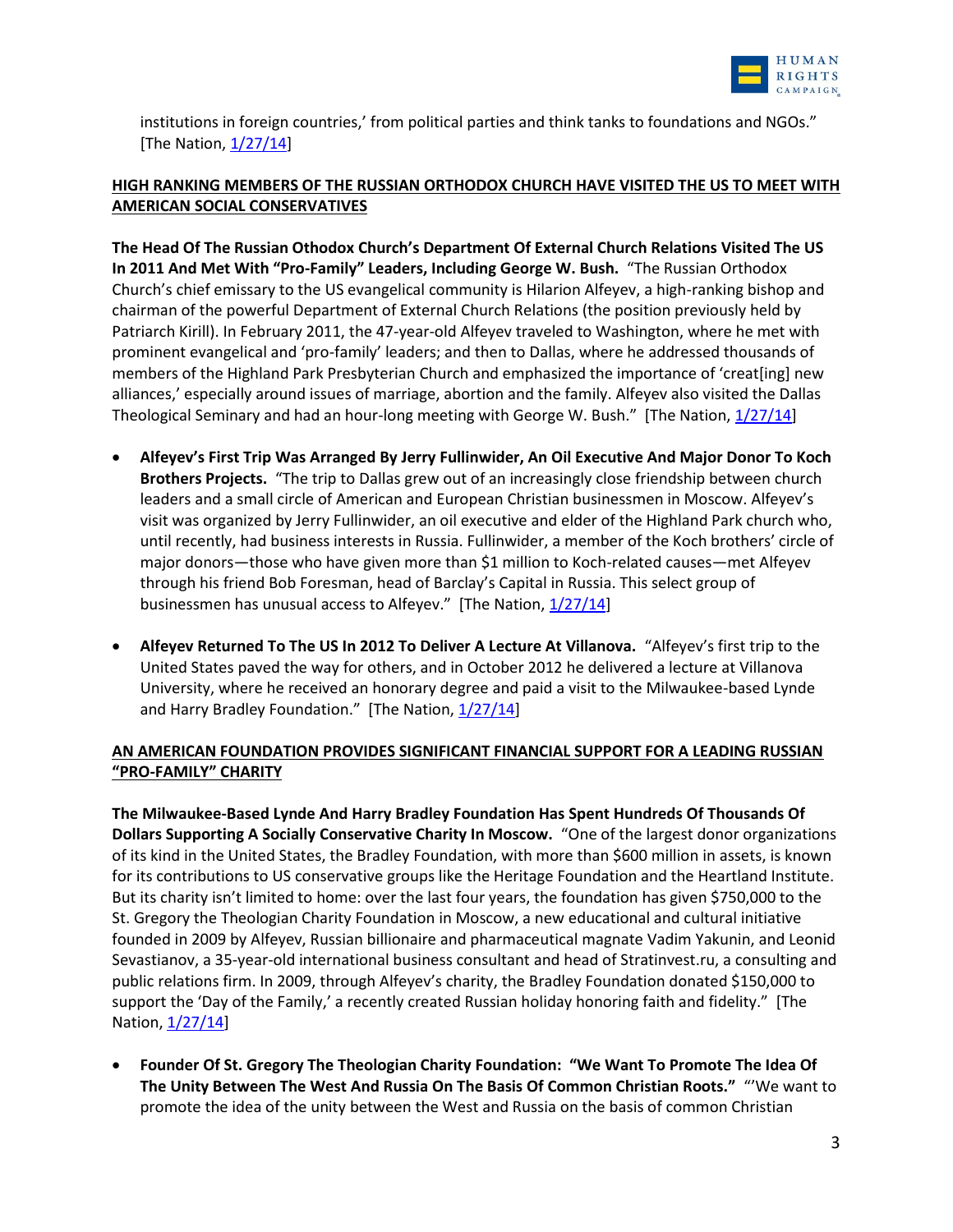institutions in foreign countries,' from political parties and think tanks to foundations and NGOs." [The Nation, 1/27/14]

**HIGH RANKING MEMBERS OF THE RUSSIAN ORTHODOX CHURCH HAVE VISITED THE US TO MEET WITH AMERICAN SOCIAL CONSERVATIVES**

**The Head Of The Russian Othodox Church's Department Of External Church Relations Visited The US In 2011 And Met With "Pro-Family" Leaders, Including George W. Bush.** "The Russian Orthodox Church's chief emissary to the US evangelical community is Hilarion Alfeyev, a high-ranking bishop and chairman of the powerful Department of External Church Relations (the position previously held by Patriarch Kirill). In February 2011, the 47-year-old Alfeyev traveled to Washington, where he met with prominent evangelical and 'pro-family' leaders; and then to Dallas, where he addressed thousands of members of the Highland Park Presbyterian Church and emphasized the importance of 'creat[ing] new alliances,' especially around issues of marriage, abortion and the family. Alfeyev also visited the Dallas Theological Seminary and had an hour-long meeting with George W. Bush." [The Nation, 1/27/14]

- **Alfeyev's First Trip Was Arranged By Jerry Fullinwider, An Oil Executive And Major Donor To Koch Brothers Projects.** "The trip to Dallas grew out of an increasingly close friendship between church leaders and a small circle of American and European Christian businessmen in Moscow. Alfeyev's visit was organized by Jerry Fullinwider, an oil executive and elder of the Highland Park church who, until recently, had business interests in Russia. Fullinwider, a member of the Koch brothers' circle of major donors—those who have given more than $1 million to Koch-related causes—met Alfeyev through his friend Bob Foresman, head of Barclay's Capital in Russia. This select group of businessmen has unusual access to Alfeyev." [The Nation, 1/27/14]

- **Alfeyev Returned To The US In 2012 To Deliver A Lecture At Villanova.** "Alfeyev's first trip to the United States paved the way for others, and in October 2012 he delivered a lecture at Villanova University, where he received an honorary degree and paid a visit to the Milwaukee-based Lynde and Harry Bradley Foundation." [The Nation, 1/27/14]

**AN AMERICAN FOUNDATION PROVIDES SIGNIFICANT FINANCIAL SUPPORT FOR A LEADING RUSSIAN "PRO-FAMILY" CHARITY**

**The Milwaukee-Based Lynde And Harry Bradley Foundation Has Spent Hundreds Of Thousands Of Dollars Supporting A Socially Conservative Charity In Moscow.** "One of the largest donor organizations of its kind in the United States, the Bradley Foundation, with more than $600 million in assets, is known for its contributions to US conservative groups like the Heritage Foundation and the Heartland Institute. But its charity isn't limited to home: over the last four years, the foundation has given $750,000 to the St. Gregory the Theologian Charity Foundation in Moscow, a new educational and cultural initiative founded in 2009 by Alfeyev, Russian billionaire and pharmaceutical magnate Vadim Yakunin, and Leonid Sevastianov, a 35-year-old international business consultant and head of Stratinvest.ru, a consulting and public relations firm. In 2009, through Alfeyev's charity, the Bradley Foundation donated $150,000 to support the 'Day of the Family,' a recently created Russian holiday honoring faith and fidelity." [The Nation, 1/27/14]

- **Founder Of St. Gregory The Theologian Charity Foundation: "We Want To Promote The Idea Of The Unity Between The West And Russia On The Basis Of Common Christian Roots."** "'We want to promote the idea of the unity between the West and Russia on the basis of common Christian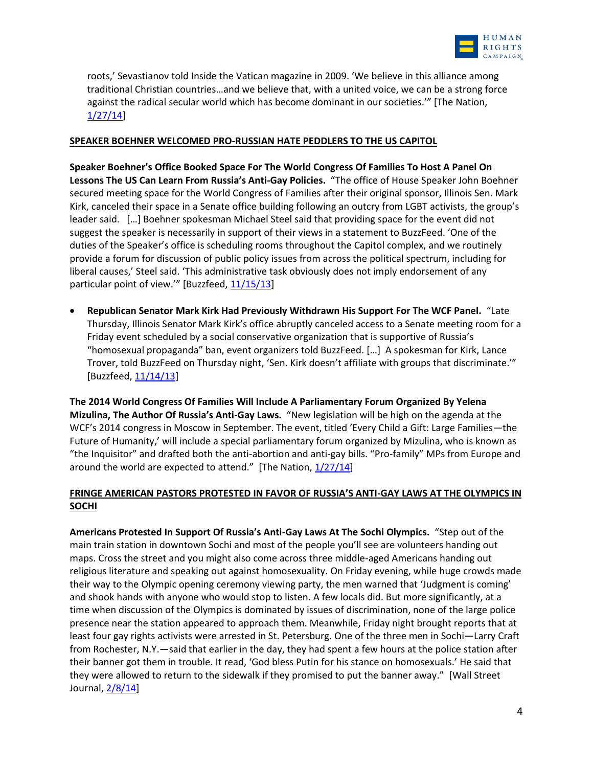roots,' Sevastianov told Inside the Vatican magazine in 2009. 'We believe in this alliance among traditional Christian countries…and we believe that, with a united voice, we can be a strong force against the radical secular world which has become dominant in our societies.'" [The Nation, 1/27/14]

**SPEAKER BOEHNER WELCOMED PRO-RUSSIAN HATE PEDDLERS TO THE US CAPITOL**

**Speaker Boehner's Office Booked Space For The World Congress Of Families To Host A Panel On Lessons The US Can Learn From Russia's Anti-Gay Policies.** "The office of House Speaker John Boehner secured meeting space for the World Congress of Families after their original sponsor, Illinois Sen. Mark Kirk, canceled their space in a Senate office building following an outcry from LGBT activists, the group's leader said. […] Boehner spokesman Michael Steel said that providing space for the event did not suggest the speaker is necessarily in support of their views in a statement to BuzzFeed. 'One of the duties of the Speaker's office is scheduling rooms throughout the Capitol complex, and we routinely provide a forum for discussion of public policy issues from across the political spectrum, including for liberal causes,' Steel said. 'This administrative task obviously does not imply endorsement of any particular point of view.'" [Buzzfeed, 11/15/13]

- **Republican Senator Mark Kirk Had Previously Withdrawn His Support For The WCF Panel.** "Late Thursday, Illinois Senator Mark Kirk's office abruptly canceled access to a Senate meeting room for a Friday event scheduled by a social conservative organization that is supportive of Russia's "homosexual propaganda" ban, event organizers told BuzzFeed. […] A spokesman for Kirk, Lance Trover, told BuzzFeed on Thursday night, 'Sen. Kirk doesn't affiliate with groups that discriminate.'" [Buzzfeed, 11/14/13]

**The 2014 World Congress Of Families Will Include A Parliamentary Forum Organized By Yelena Mizulina, The Author Of Russia's Anti-Gay Laws.** "New legislation will be high on the agenda at the WCF's 2014 congress in Moscow in September. The event, titled 'Every Child a Gift: Large Families—the Future of Humanity,' will include a special parliamentary forum organized by Mizulina, who is known as "the Inquisitor" and drafted both the anti-abortion and anti-gay bills. "Pro-family" MPs from Europe and around the world are expected to attend." [The Nation, 1/27/14]

**FRINGE AMERICAN PASTORS PROTESTED IN FAVOR OF RUSSIA'S ANTI-GAY LAWS AT THE OLYMPICS IN SOCHI**

**Americans Protested In Support Of Russia's Anti-Gay Laws At The Sochi Olympics.** "Step out of the main train station in downtown Sochi and most of the people you'll see are volunteers handing out maps. Cross the street and you might also come across three middle-aged Americans handing out religious literature and speaking out against homosexuality. On Friday evening, while huge crowds made their way to the Olympic opening ceremony viewing party, the men warned that 'Judgment is coming' and shook hands with anyone who would stop to listen. A few locals did. But more significantly, at a time when discussion of the Olympics is dominated by issues of discrimination, none of the large police presence near the station appeared to approach them. Meanwhile, Friday night brought reports that at least four gay rights activists were arrested in St. Petersburg. One of the three men in Sochi—Larry Craft from Rochester, N.Y.—said that earlier in the day, they had spent a few hours at the police station after their banner got them in trouble. It read, 'God bless Putin for his stance on homosexuals.' He said that they were allowed to return to the sidewalk if they promised to put the banner away." [Wall Street Journal, 2/8/14]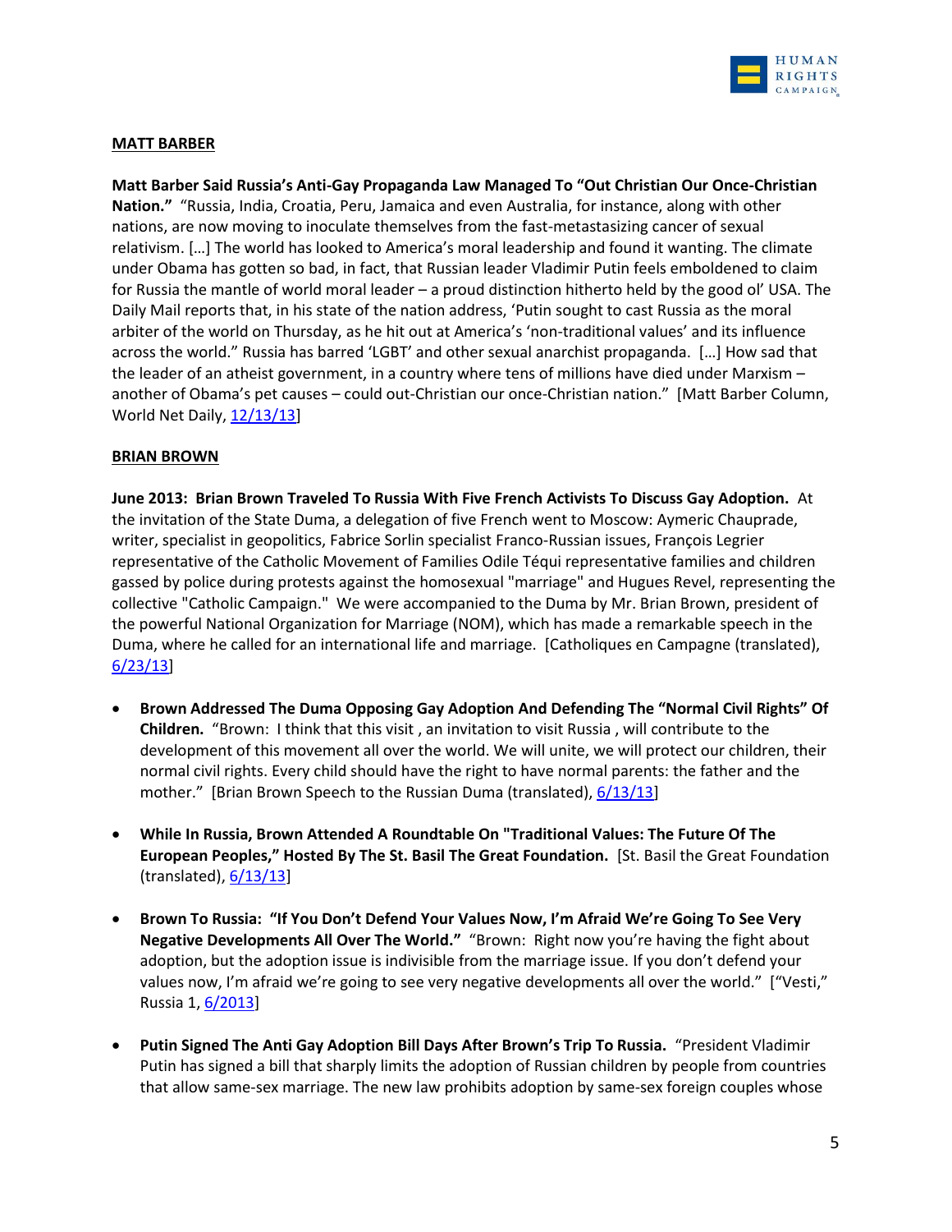**MATT BARBER**

**Matt Barber Said Russia's Anti-Gay Propaganda Law Managed To "Out Christian Our Once-Christian Nation."** "Russia, India, Croatia, Peru, Jamaica and even Australia, for instance, along with other nations, are now moving to inoculate themselves from the fast-metastasizing cancer of sexual relativism. […] The world has looked to America's moral leadership and found it wanting. The climate under Obama has gotten so bad, in fact, that Russian leader Vladimir Putin feels emboldened to claim for Russia the mantle of world moral leader – a proud distinction hitherto held by the good ol' USA. The Daily Mail reports that, in his state of the nation address, 'Putin sought to cast Russia as the moral arbiter of the world on Thursday, as he hit out at America's 'non-traditional values' and its influence across the world." Russia has barred 'LGBT' and other sexual anarchist propaganda. […] How sad that the leader of an atheist government, in a country where tens of millions have died under Marxism – another of Obama's pet causes – could out-Christian our once-Christian nation." [Matt Barber Column, World Net Daily, 12/13/13]

**BRIAN BROWN**

**June 2013: Brian Brown Traveled To Russia With Five French Activists To Discuss Gay Adoption.** At the invitation of the State Duma, a delegation of five French went to Moscow: Aymeric Chauprade, writer, specialist in geopolitics, Fabrice Sorlin specialist Franco-Russian issues, François Legrier representative of the Catholic Movement of Families Odile Téqui representative families and children gassed by police during protests against the homosexual "marriage" and Hugues Revel, representing the collective "Catholic Campaign." We were accompanied to the Duma by Mr. Brian Brown, president of the powerful National Organization for Marriage (NOM), which has made a remarkable speech in the Duma, where he called for an international life and marriage. [Catholiques en Campagne (translated), 6/23/13]

- **Brown Addressed The Duma Opposing Gay Adoption And Defending The "Normal Civil Rights" Of Children.** "Brown: I think that this visit , an invitation to visit Russia , will contribute to the development of this movement all over the world. We will unite, we will protect our children, their normal civil rights. Every child should have the right to have normal parents: the father and the mother." [Brian Brown Speech to the Russian Duma (translated), 6/13/13]

- **While In Russia, Brown Attended A Roundtable On "Traditional Values: The Future Of The European Peoples," Hosted By The St. Basil The Great Foundation.** [St. Basil the Great Foundation (translated), 6/13/13]

- **Brown To Russia: "If You Don't Defend Your Values Now, I'm Afraid We're Going To See Very Negative Developments All Over The World."** "Brown: Right now you're having the fight about adoption, but the adoption issue is indivisible from the marriage issue. If you don't defend your values now, I'm afraid we're going to see very negative developments all over the world." ["Vesti," Russia 1, 6/2013]

- **Putin Signed The Anti Gay Adoption Bill Days After Brown's Trip To Russia.** "President Vladimir Putin has signed a bill that sharply limits the adoption of Russian children by people from countries that allow same-sex marriage. The new law prohibits adoption by same-sex foreign couples whose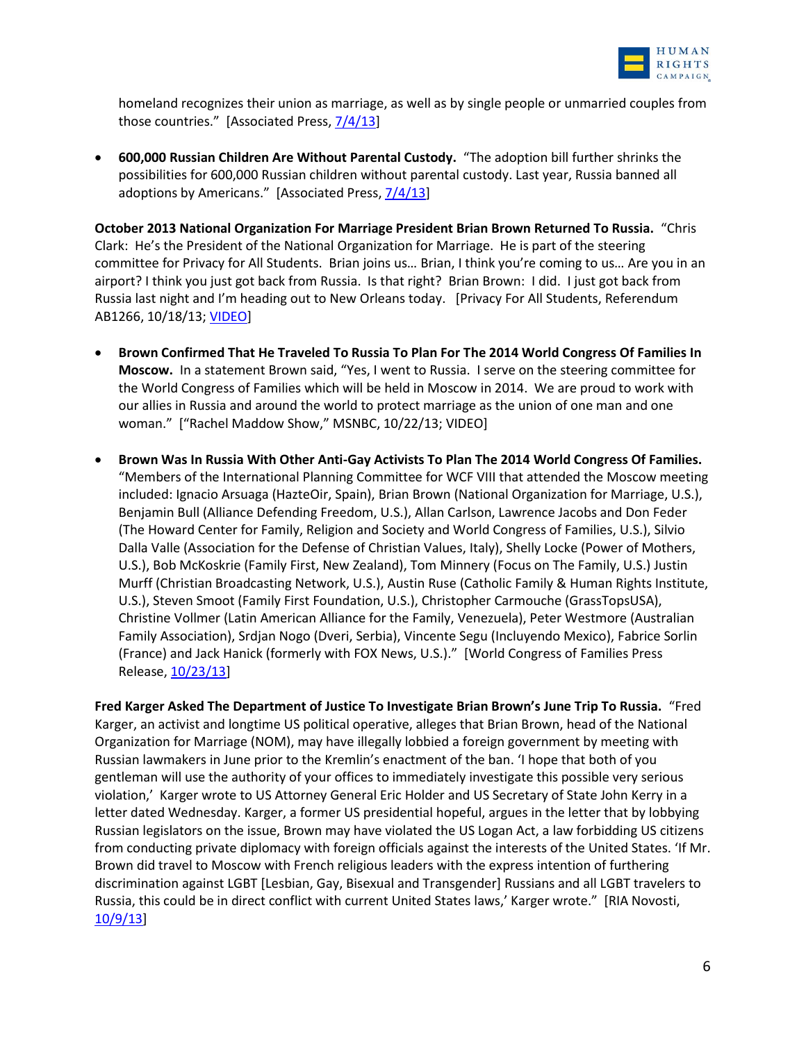homeland recognizes their union as marriage, as well as by single people or unmarried couples from those countries." [Associated Press, 7/4/13]

- **600,000 Russian Children Are Without Parental Custody.** "The adoption bill further shrinks the possibilities for 600,000 Russian children without parental custody. Last year, Russia banned all adoptions by Americans." [Associated Press, 7/4/13]

**October 2013 National Organization For Marriage President Brian Brown Returned To Russia.** "Chris Clark: He's the President of the National Organization for Marriage. He is part of the steering committee for Privacy for All Students. Brian joins us… Brian, I think you're coming to us… Are you in an airport? I think you just got back from Russia. Is that right? Brian Brown: I did. I just got back from Russia last night and I'm heading out to New Orleans today. [Privacy For All Students, Referendum AB1266, 10/18/13; VIDEO]

- **Brown Confirmed That He Traveled To Russia To Plan For The 2014 World Congress Of Families In Moscow.** In a statement Brown said, "Yes, I went to Russia. I serve on the steering committee for the World Congress of Families which will be held in Moscow in 2014. We are proud to work with our allies in Russia and around the world to protect marriage as the union of one man and one woman." ["Rachel Maddow Show," MSNBC, 10/22/13; VIDEO]

- **Brown Was In Russia With Other Anti-Gay Activists To Plan The 2014 World Congress Of Families.** "Members of the International Planning Committee for WCF VIII that attended the Moscow meeting included: Ignacio Arsuaga (HazteOir, Spain), Brian Brown (National Organization for Marriage, U.S.), Benjamin Bull (Alliance Defending Freedom, U.S.), Allan Carlson, Lawrence Jacobs and Don Feder (The Howard Center for Family, Religion and Society and World Congress of Families, U.S.), Silvio Dalla Valle (Association for the Defense of Christian Values, Italy), Shelly Locke (Power of Mothers, U.S.), Bob McKoskrie (Family First, New Zealand), Tom Minnery (Focus on The Family, U.S.) Justin Murff (Christian Broadcasting Network, U.S.), Austin Ruse (Catholic Family & Human Rights Institute, U.S.), Steven Smoot (Family First Foundation, U.S.), Christopher Carmouche (GrassTopsUSA), Christine Vollmer (Latin American Alliance for the Family, Venezuela), Peter Westmore (Australian Family Association), Srdjan Nogo (Dveri, Serbia), Vincente Segu (Incluyendo Mexico), Fabrice Sorlin (France) and Jack Hanick (formerly with FOX News, U.S.)." [World Congress of Families Press Release, 10/23/13]

**Fred Karger Asked The Department of Justice To Investigate Brian Brown's June Trip To Russia.** "Fred Karger, an activist and longtime US political operative, alleges that Brian Brown, head of the National Organization for Marriage (NOM), may have illegally lobbied a foreign government by meeting with Russian lawmakers in June prior to the Kremlin's enactment of the ban. 'I hope that both of you gentleman will use the authority of your offices to immediately investigate this possible very serious violation,' Karger wrote to US Attorney General Eric Holder and US Secretary of State John Kerry in a letter dated Wednesday. Karger, a former US presidential hopeful, argues in the letter that by lobbying Russian legislators on the issue, Brown may have violated the US Logan Act, a law forbidding US citizens from conducting private diplomacy with foreign officials against the interests of the United States. 'If Mr. Brown did travel to Moscow with French religious leaders with the express intention of furthering discrimination against LGBT [Lesbian, Gay, Bisexual and Transgender] Russians and all LGBT travelers to Russia, this could be in direct conflict with current United States laws,' Karger wrote." [RIA Novosti, 10/9/13]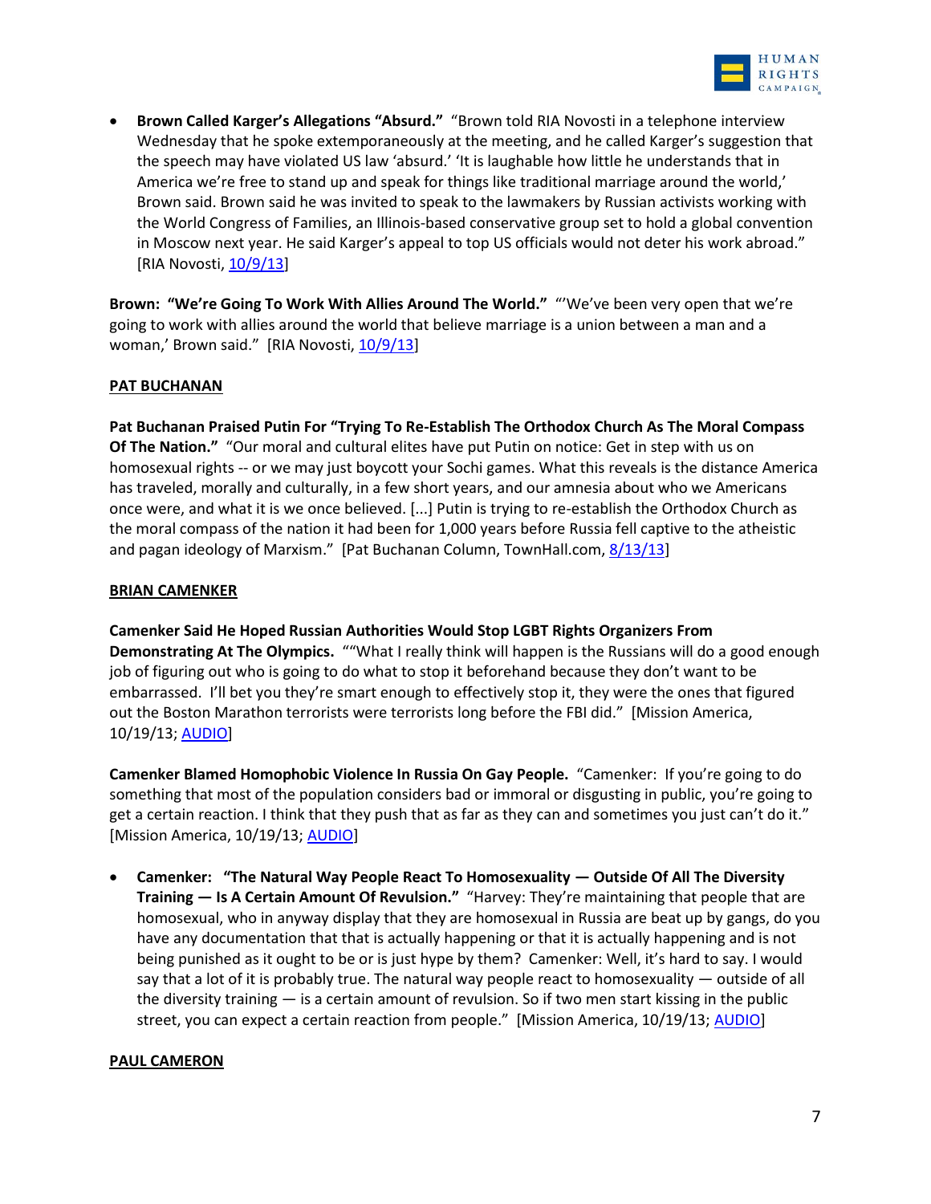- **Brown Called Karger's Allegations "Absurd."** "Brown told RIA Novosti in a telephone interview Wednesday that he spoke extemporaneously at the meeting, and he called Karger's suggestion that the speech may have violated US law 'absurd.' 'It is laughable how little he understands that in America we're free to stand up and speak for things like traditional marriage around the world,' Brown said. Brown said he was invited to speak to the lawmakers by Russian activists working with the World Congress of Families, an Illinois-based conservative group set to hold a global convention in Moscow next year. He said Karger's appeal to top US officials would not deter his work abroad." [RIA Novosti, 10/9/13]

**Brown: "We're Going To Work With Allies Around The World."** "'We've been very open that we're going to work with allies around the world that believe marriage is a union between a man and a woman,' Brown said." [RIA Novosti, 10/9/13]

**PAT BUCHANAN**

**Pat Buchanan Praised Putin For "Trying To Re-Establish The Orthodox Church As The Moral Compass Of The Nation."** "Our moral and cultural elites have put Putin on notice: Get in step with us on homosexual rights -- or we may just boycott your Sochi games. What this reveals is the distance America has traveled, morally and culturally, in a few short years, and our amnesia about who we Americans once were, and what it is we once believed. [...] Putin is trying to re-establish the Orthodox Church as the moral compass of the nation it had been for 1,000 years before Russia fell captive to the atheistic and pagan ideology of Marxism." [Pat Buchanan Column, TownHall.com, 8/13/13]

**BRIAN CAMENKER**

**Camenker Said He Hoped Russian Authorities Would Stop LGBT Rights Organizers From Demonstrating At The Olympics.** ""What I really think will happen is the Russians will do a good enough job of figuring out who is going to do what to stop it beforehand because they don't want to be embarrassed. I'll bet you they're smart enough to effectively stop it, they were the ones that figured out the Boston Marathon terrorists were terrorists long before the FBI did." [Mission America, 10/19/13; AUDIO]

**Camenker Blamed Homophobic Violence In Russia On Gay People.** "Camenker: If you're going to do something that most of the population considers bad or immoral or disgusting in public, you're going to get a certain reaction. I think that they push that as far as they can and sometimes you just can't do it." [Mission America, 10/19/13; AUDIO]

- **Camenker: "The Natural Way People React To Homosexuality — Outside Of All The Diversity Training — Is A Certain Amount Of Revulsion."** "Harvey: They're maintaining that people that are homosexual, who in anyway display that they are homosexual in Russia are beat up by gangs, do you have any documentation that that is actually happening or that it is actually happening and is not being punished as it ought to be or is just hype by them? Camenker: Well, it's hard to say. I would say that a lot of it is probably true. The natural way people react to homosexuality — outside of all the diversity training — is a certain amount of revulsion. So if two men start kissing in the public street, you can expect a certain reaction from people." [Mission America, 10/19/13; AUDIO]

**PAUL CAMERON**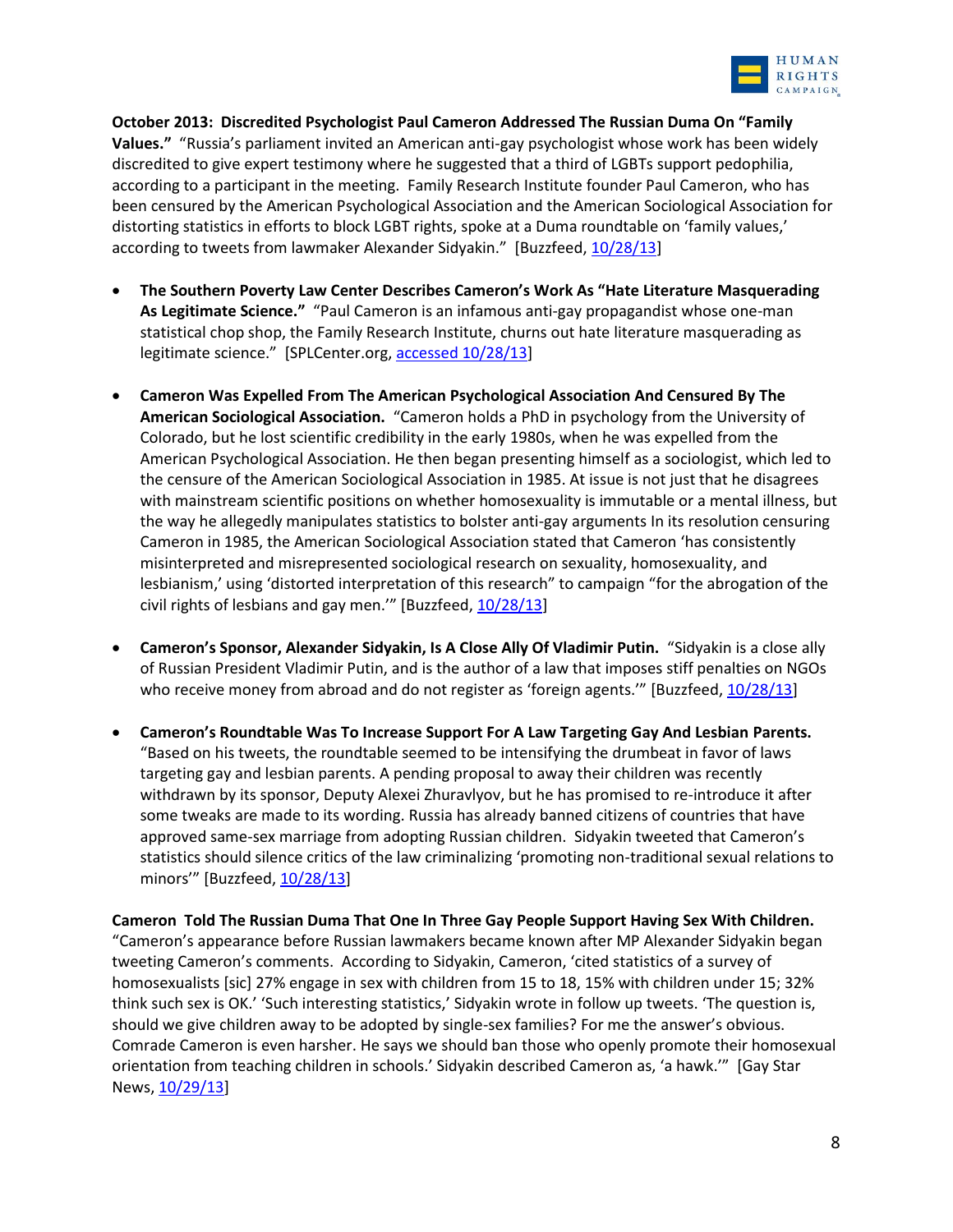**October 2013: Discredited Psychologist Paul Cameron Addressed The Russian Duma On "Family Values."** "Russia's parliament invited an American anti-gay psychologist whose work has been widely discredited to give expert testimony where he suggested that a third of LGBTs support pedophilia, according to a participant in the meeting. Family Research Institute founder Paul Cameron, who has been censured by the American Psychological Association and the American Sociological Association for distorting statistics in efforts to block LGBT rights, spoke at a Duma roundtable on 'family values,' according to tweets from lawmaker Alexander Sidyakin." [Buzzfeed, 10/28/13]

- **The Southern Poverty Law Center Describes Cameron's Work As "Hate Literature Masquerading As Legitimate Science."** "Paul Cameron is an infamous anti-gay propagandist whose one-man statistical chop shop, the Family Research Institute, churns out hate literature masquerading as legitimate science." [SPLCenter.org, accessed 10/28/13]

- **Cameron Was Expelled From The American Psychological Association And Censured By The American Sociological Association.** "Cameron holds a PhD in psychology from the University of Colorado, but he lost scientific credibility in the early 1980s, when he was expelled from the American Psychological Association. He then began presenting himself as a sociologist, which led to the censure of the American Sociological Association in 1985. At issue is not just that he disagrees with mainstream scientific positions on whether homosexuality is immutable or a mental illness, but the way he allegedly manipulates statistics to bolster anti-gay arguments In its resolution censuring Cameron in 1985, the American Sociological Association stated that Cameron 'has consistently misinterpreted and misrepresented sociological research on sexuality, homosexuality, and lesbianism,' using 'distorted interpretation of this research" to campaign "for the abrogation of the civil rights of lesbians and gay men.'" [Buzzfeed, 10/28/13]

- **Cameron's Sponsor, Alexander Sidyakin, Is A Close Ally Of Vladimir Putin.** "Sidyakin is a close ally of Russian President Vladimir Putin, and is the author of a law that imposes stiff penalties on NGOs who receive money from abroad and do not register as 'foreign agents.'" [Buzzfeed, 10/28/13]

- **Cameron's Roundtable Was To Increase Support For A Law Targeting Gay And Lesbian Parents.** "Based on his tweets, the roundtable seemed to be intensifying the drumbeat in favor of laws targeting gay and lesbian parents. A pending proposal to away their children was recently withdrawn by its sponsor, Deputy Alexei Zhuravlyov, but he has promised to re-introduce it after some tweaks are made to its wording. Russia has already banned citizens of countries that have approved same-sex marriage from adopting Russian children. Sidyakin tweeted that Cameron's statistics should silence critics of the law criminalizing 'promoting non-traditional sexual relations to minors'" [Buzzfeed, 10/28/13]

**Cameron Told The Russian Duma That One In Three Gay People Support Having Sex With Children.** "Cameron's appearance before Russian lawmakers became known after MP Alexander Sidyakin began tweeting Cameron's comments. According to Sidyakin, Cameron, 'cited statistics of a survey of homosexualists [sic] 27% engage in sex with children from 15 to 18, 15% with children under 15; 32% think such sex is OK.' 'Such interesting statistics,' Sidyakin wrote in follow up tweets. 'The question is, should we give children away to be adopted by single-sex families? For me the answer's obvious. Comrade Cameron is even harsher. He says we should ban those who openly promote their homosexual orientation from teaching children in schools.' Sidyakin described Cameron as, 'a hawk.'" [Gay Star News, 10/29/13]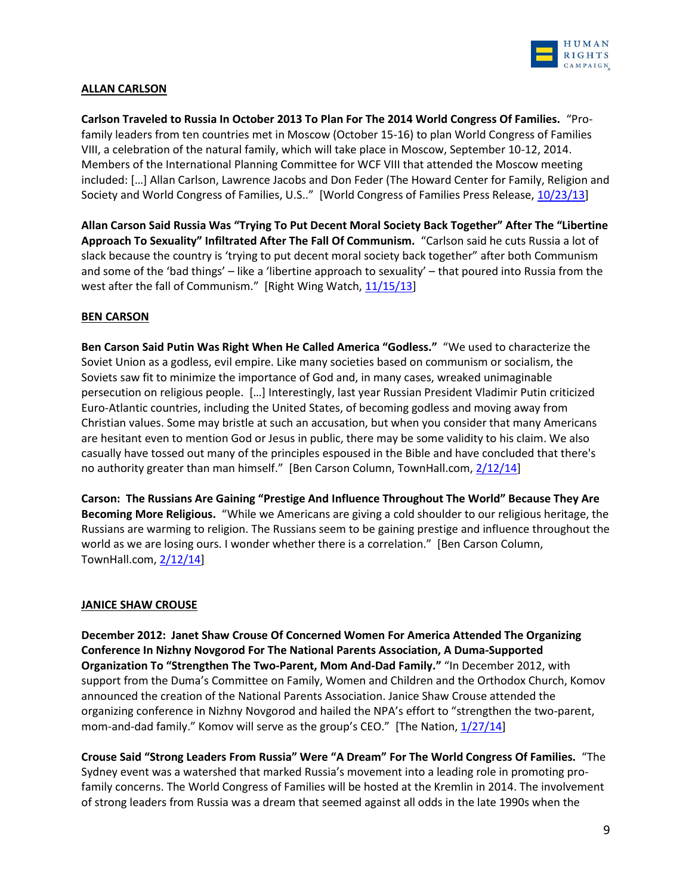**ALLAN CARLSON**

**Carlson Traveled to Russia In October 2013 To Plan For The 2014 World Congress Of Families.** "Pro-family leaders from ten countries met in Moscow (October 15-16) to plan World Congress of Families VIII, a celebration of the natural family, which will take place in Moscow, September 10-12, 2014. Members of the International Planning Committee for WCF VIII that attended the Moscow meeting included: […] Allan Carlson, Lawrence Jacobs and Don Feder (The Howard Center for Family, Religion and Society and World Congress of Families, U.S.." [World Congress of Families Press Release, 10/23/13]

**Allan Carson Said Russia Was "Trying To Put Decent Moral Society Back Together" After The "Libertine Approach To Sexuality" Infiltrated After The Fall Of Communism.** "Carlson said he cuts Russia a lot of slack because the country is 'trying to put decent moral society back together" after both Communism and some of the 'bad things' – like a 'libertine approach to sexuality' – that poured into Russia from the west after the fall of Communism." [Right Wing Watch, 11/15/13]

**BEN CARSON**

**Ben Carson Said Putin Was Right When He Called America "Godless."** "We used to characterize the Soviet Union as a godless, evil empire. Like many societies based on communism or socialism, the Soviets saw fit to minimize the importance of God and, in many cases, wreaked unimaginable persecution on religious people. […] Interestingly, last year Russian President Vladimir Putin criticized Euro-Atlantic countries, including the United States, of becoming godless and moving away from Christian values. Some may bristle at such an accusation, but when you consider that many Americans are hesitant even to mention God or Jesus in public, there may be some validity to his claim. We also casually have tossed out many of the principles espoused in the Bible and have concluded that there's no authority greater than man himself." [Ben Carson Column, TownHall.com, 2/12/14]

**Carson: The Russians Are Gaining "Prestige And Influence Throughout The World" Because They Are Becoming More Religious.** "While we Americans are giving a cold shoulder to our religious heritage, the Russians are warming to religion. The Russians seem to be gaining prestige and influence throughout the world as we are losing ours. I wonder whether there is a correlation." [Ben Carson Column, TownHall.com, 2/12/14]

**JANICE SHAW CROUSE**

**December 2012: Janet Shaw Crouse Of Concerned Women For America Attended The Organizing Conference In Nizhny Novgorod For The National Parents Association, A Duma-Supported Organization To "Strengthen The Two-Parent, Mom And-Dad Family."** "In December 2012, with support from the Duma's Committee on Family, Women and Children and the Orthodox Church, Komov announced the creation of the National Parents Association. Janice Shaw Crouse attended the organizing conference in Nizhny Novgorod and hailed the NPA's effort to "strengthen the two-parent, mom-and-dad family." Komov will serve as the group's CEO." [The Nation, 1/27/14]

**Crouse Said "Strong Leaders From Russia" Were "A Dream" For The World Congress Of Families.** "The Sydney event was a watershed that marked Russia's movement into a leading role in promoting pro-family concerns. The World Congress of Families will be hosted at the Kremlin in 2014. The involvement of strong leaders from Russia was a dream that seemed against all odds in the late 1990s when the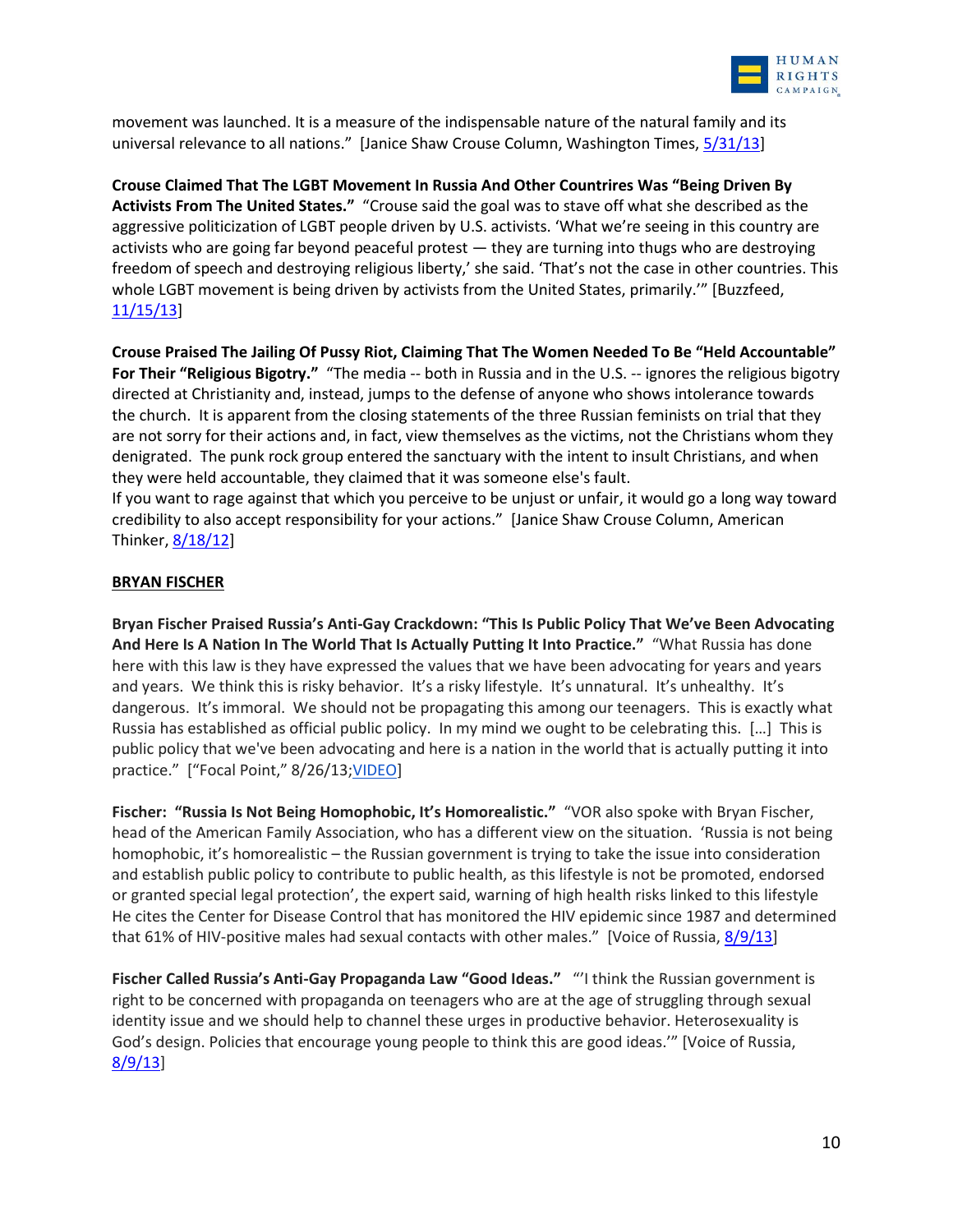movement was launched. It is a measure of the indispensable nature of the natural family and its universal relevance to all nations." [Janice Shaw Crouse Column, Washington Times, 5/31/13]

**Crouse Claimed That The LGBT Movement In Russia And Other Countrires Was "Being Driven By Activists From The United States."** "Crouse said the goal was to stave off what she described as the aggressive politicization of LGBT people driven by U.S. activists. 'What we're seeing in this country are activists who are going far beyond peaceful protest — they are turning into thugs who are destroying freedom of speech and destroying religious liberty,' she said. 'That's not the case in other countries. This whole LGBT movement is being driven by activists from the United States, primarily.'" [Buzzfeed, 11/15/13]

**Crouse Praised The Jailing Of Pussy Riot, Claiming That The Women Needed To Be "Held Accountable" For Their "Religious Bigotry."** "The media -- both in Russia and in the U.S. -- ignores the religious bigotry directed at Christianity and, instead, jumps to the defense of anyone who shows intolerance towards the church. It is apparent from the closing statements of the three Russian feminists on trial that they are not sorry for their actions and, in fact, view themselves as the victims, not the Christians whom they denigrated. The punk rock group entered the sanctuary with the intent to insult Christians, and when they were held accountable, they claimed that it was someone else's fault.
If you want to rage against that which you perceive to be unjust or unfair, it would go a long way toward credibility to also accept responsibility for your actions." [Janice Shaw Crouse Column, American Thinker, 8/18/12]

**BRYAN FISCHER**

**Bryan Fischer Praised Russia's Anti-Gay Crackdown: "This Is Public Policy That We've Been Advocating And Here Is A Nation In The World That Is Actually Putting It Into Practice."** "What Russia has done here with this law is they have expressed the values that we have been advocating for years and years and years. We think this is risky behavior. It's a risky lifestyle. It's unnatural. It's unhealthy. It's dangerous. It's immoral. We should not be propagating this among our teenagers. This is exactly what Russia has established as official public policy. In my mind we ought to be celebrating this. […] This is public policy that we've been advocating and here is a nation in the world that is actually putting it into practice." ["Focal Point," 8/26/13;VIDEO]

**Fischer: "Russia Is Not Being Homophobic, It's Homorealistic."** "VOR also spoke with Bryan Fischer, head of the American Family Association, who has a different view on the situation. 'Russia is not being homophobic, it's homorealistic – the Russian government is trying to take the issue into consideration and establish public policy to contribute to public health, as this lifestyle is not be promoted, endorsed or granted special legal protection', the expert said, warning of high health risks linked to this lifestyle He cites the Center for Disease Control that has monitored the HIV epidemic since 1987 and determined that 61% of HIV-positive males had sexual contacts with other males." [Voice of Russia, 8/9/13]

**Fischer Called Russia's Anti-Gay Propaganda Law "Good Ideas."** "'I think the Russian government is right to be concerned with propaganda on teenagers who are at the age of struggling through sexual identity issue and we should help to channel these urges in productive behavior. Heterosexuality is God's design. Policies that encourage young people to think this are good ideas.'" [Voice of Russia, 8/9/13]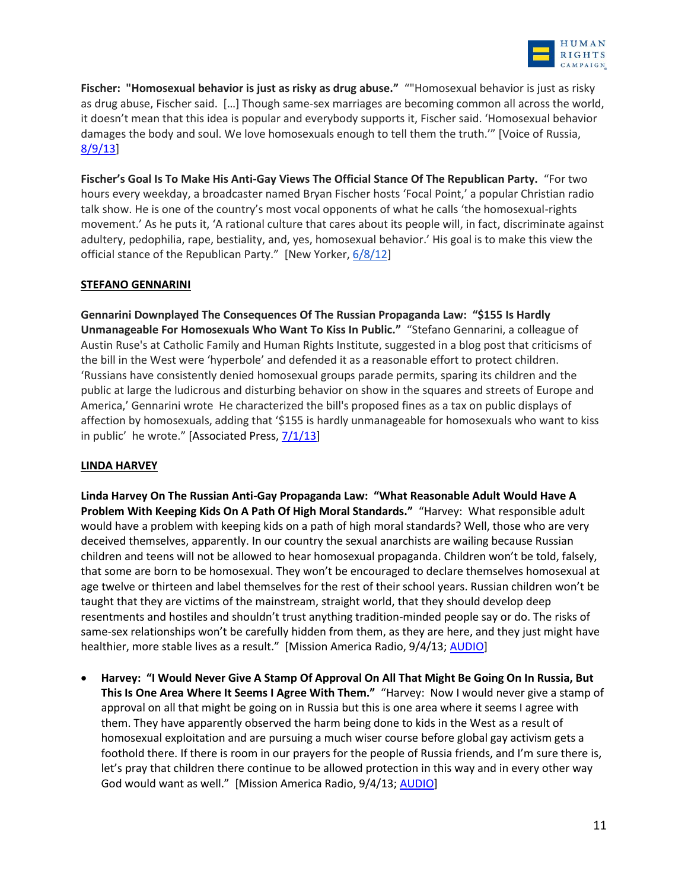**Fischer: "Homosexual behavior is just as risky as drug abuse."** ""Homosexual behavior is just as risky as drug abuse, Fischer said. […] Though same-sex marriages are becoming common all across the world, it doesn't mean that this idea is popular and everybody supports it, Fischer said. 'Homosexual behavior damages the body and soul. We love homosexuals enough to tell them the truth.'" [Voice of Russia, 8/9/13]

**Fischer's Goal Is To Make His Anti-Gay Views The Official Stance Of The Republican Party.** "For two hours every weekday, a broadcaster named Bryan Fischer hosts 'Focal Point,' a popular Christian radio talk show. He is one of the country's most vocal opponents of what he calls 'the homosexual-rights movement.' As he puts it, 'A rational culture that cares about its people will, in fact, discriminate against adultery, pedophilia, rape, bestiality, and, yes, homosexual behavior.' His goal is to make this view the official stance of the Republican Party." [New Yorker, 6/8/12]

**STEFANO GENNARINI**

**Gennarini Downplayed The Consequences Of The Russian Propaganda Law: "$155 Is Hardly Unmanageable For Homosexuals Who Want To Kiss In Public."** "Stefano Gennarini, a colleague of Austin Ruse's at Catholic Family and Human Rights Institute, suggested in a blog post that criticisms of the bill in the West were 'hyperbole' and defended it as a reasonable effort to protect children. 'Russians have consistently denied homosexual groups parade permits, sparing its children and the public at large the ludicrous and disturbing behavior on show in the squares and streets of Europe and America,' Gennarini wrote He characterized the bill's proposed fines as a tax on public displays of affection by homosexuals, adding that '$155 is hardly unmanageable for homosexuals who want to kiss in public' he wrote." [Associated Press, 7/1/13]

**LINDA HARVEY**

**Linda Harvey On The Russian Anti-Gay Propaganda Law: "What Reasonable Adult Would Have A Problem With Keeping Kids On A Path Of High Moral Standards."** "Harvey: What responsible adult would have a problem with keeping kids on a path of high moral standards? Well, those who are very deceived themselves, apparently. In our country the sexual anarchists are wailing because Russian children and teens will not be allowed to hear homosexual propaganda. Children won't be told, falsely, that some are born to be homosexual. They won't be encouraged to declare themselves homosexual at age twelve or thirteen and label themselves for the rest of their school years. Russian children won't be taught that they are victims of the mainstream, straight world, that they should develop deep resentments and hostiles and shouldn't trust anything tradition-minded people say or do. The risks of same-sex relationships won't be carefully hidden from them, as they are here, and they just might have healthier, more stable lives as a result." [Mission America Radio, 9/4/13; AUDIO]

- **Harvey: "I Would Never Give A Stamp Of Approval On All That Might Be Going On In Russia, But This Is One Area Where It Seems I Agree With Them."** "Harvey: Now I would never give a stamp of approval on all that might be going on in Russia but this is one area where it seems I agree with them. They have apparently observed the harm being done to kids in the West as a result of homosexual exploitation and are pursuing a much wiser course before global gay activism gets a foothold there. If there is room in our prayers for the people of Russia friends, and I'm sure there is, let's pray that children there continue to be allowed protection in this way and in every other way God would want as well." [Mission America Radio, 9/4/13; AUDIO]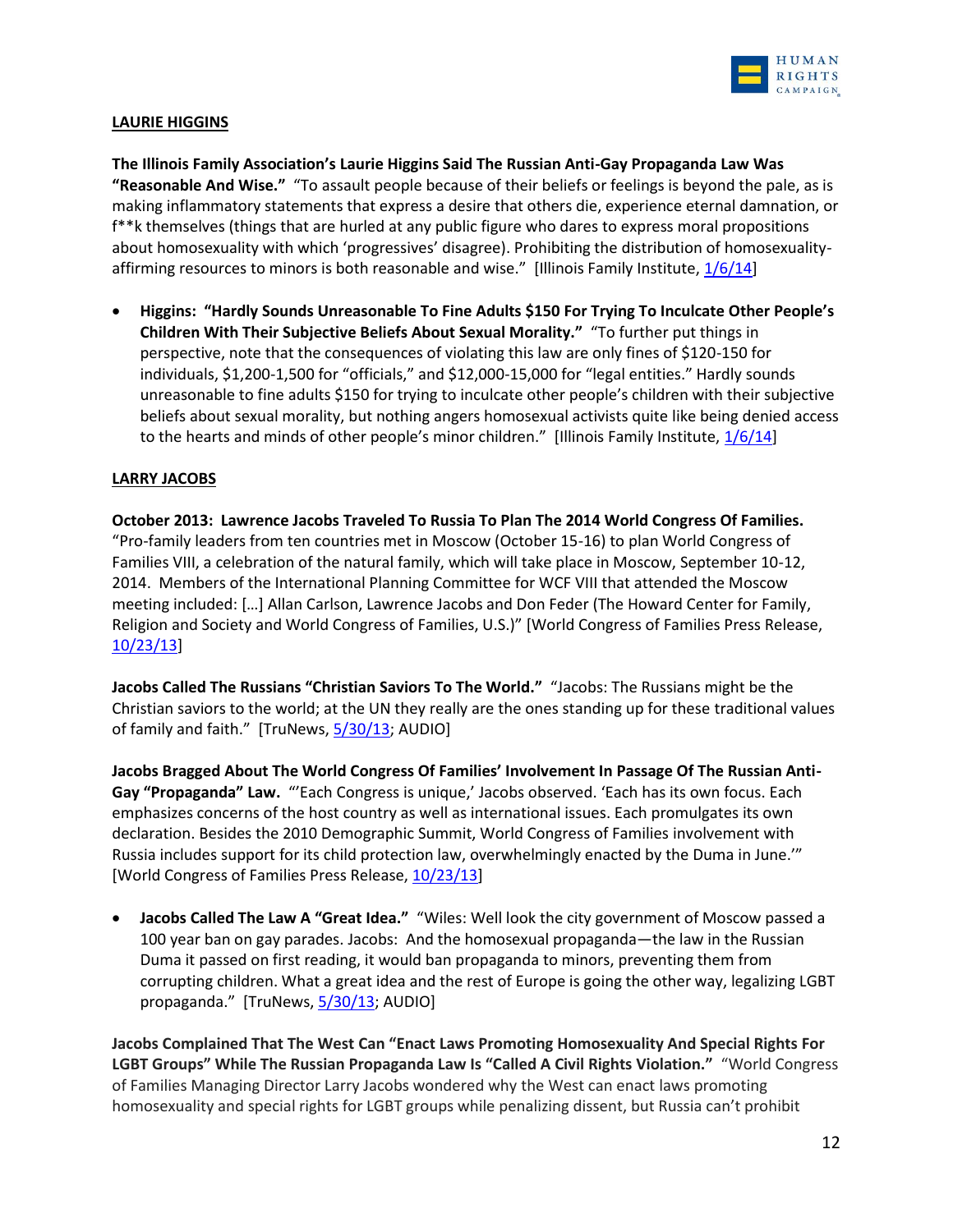**LAURIE HIGGINS**

**The Illinois Family Association's Laurie Higgins Said The Russian Anti-Gay Propaganda Law Was "Reasonable And Wise."** "To assault people because of their beliefs or feelings is beyond the pale, as is making inflammatory statements that express a desire that others die, experience eternal damnation, or f**k themselves (things that are hurled at any public figure who dares to express moral propositions about homosexuality with which 'progressives' disagree). Prohibiting the distribution of homosexuality-affirming resources to minors is both reasonable and wise." [Illinois Family Institute, 1/6/14]

- **Higgins: "Hardly Sounds Unreasonable To Fine Adults $150 For Trying To Inculcate Other People's Children With Their Subjective Beliefs About Sexual Morality."** "To further put things in perspective, note that the consequences of violating this law are only fines of $120-150 for individuals, $1,200-1,500 for "officials," and $12,000-15,000 for "legal entities." Hardly sounds unreasonable to fine adults $150 for trying to inculcate other people's children with their subjective beliefs about sexual morality, but nothing angers homosexual activists quite like being denied access to the hearts and minds of other people's minor children." [Illinois Family Institute, 1/6/14]

**LARRY JACOBS**

**October 2013: Lawrence Jacobs Traveled To Russia To Plan The 2014 World Congress Of Families.** "Pro-family leaders from ten countries met in Moscow (October 15-16) to plan World Congress of Families VIII, a celebration of the natural family, which will take place in Moscow, September 10-12, 2014. Members of the International Planning Committee for WCF VIII that attended the Moscow meeting included: […] Allan Carlson, Lawrence Jacobs and Don Feder (The Howard Center for Family, Religion and Society and World Congress of Families, U.S.)" [World Congress of Families Press Release, 10/23/13]

**Jacobs Called The Russians "Christian Saviors To The World."** "Jacobs: The Russians might be the Christian saviors to the world; at the UN they really are the ones standing up for these traditional values of family and faith." [TruNews, 5/30/13; AUDIO]

**Jacobs Bragged About The World Congress Of Families' Involvement In Passage Of The Russian Anti-Gay "Propaganda" Law.** "'Each Congress is unique,' Jacobs observed. 'Each has its own focus. Each emphasizes concerns of the host country as well as international issues. Each promulgates its own declaration. Besides the 2010 Demographic Summit, World Congress of Families involvement with Russia includes support for its child protection law, overwhelmingly enacted by the Duma in June.'" [World Congress of Families Press Release, 10/23/13]

- **Jacobs Called The Law A "Great Idea."** "Wiles: Well look the city government of Moscow passed a 100 year ban on gay parades. Jacobs: And the homosexual propaganda—the law in the Russian Duma it passed on first reading, it would ban propaganda to minors, preventing them from corrupting children. What a great idea and the rest of Europe is going the other way, legalizing LGBT propaganda." [TruNews, 5/30/13; AUDIO]

**Jacobs Complained That The West Can "Enact Laws Promoting Homosexuality And Special Rights For LGBT Groups" While The Russian Propaganda Law Is "Called A Civil Rights Violation."** "World Congress of Families Managing Director Larry Jacobs wondered why the West can enact laws promoting homosexuality and special rights for LGBT groups while penalizing dissent, but Russia can't prohibit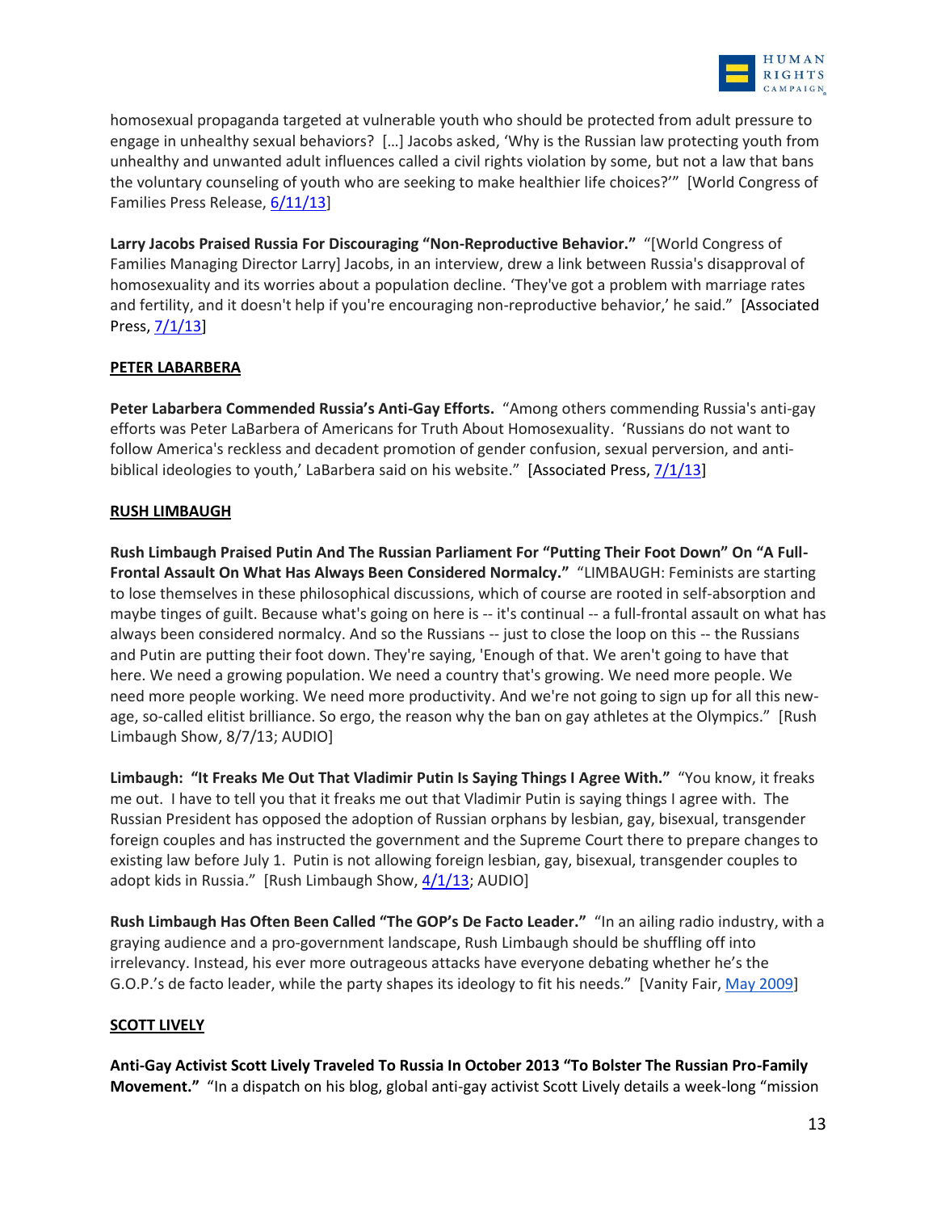homosexual propaganda targeted at vulnerable youth who should be protected from adult pressure to engage in unhealthy sexual behaviors? […] Jacobs asked, 'Why is the Russian law protecting youth from unhealthy and unwanted adult influences called a civil rights violation by some, but not a law that bans the voluntary counseling of youth who are seeking to make healthier life choices?'" [World Congress of Families Press Release, 6/11/13]

**Larry Jacobs Praised Russia For Discouraging "Non-Reproductive Behavior."** "[World Congress of Families Managing Director Larry] Jacobs, in an interview, drew a link between Russia's disapproval of homosexuality and its worries about a population decline. 'They've got a problem with marriage rates and fertility, and it doesn't help if you're encouraging non-reproductive behavior,' he said." [Associated Press, 7/1/13]

**PETER LABARBERA**

**Peter Labarbera Commended Russia's Anti-Gay Efforts.** "Among others commending Russia's anti-gay efforts was Peter LaBarbera of Americans for Truth About Homosexuality. 'Russians do not want to follow America's reckless and decadent promotion of gender confusion, sexual perversion, and anti-biblical ideologies to youth,' LaBarbera said on his website." [Associated Press, 7/1/13]

**RUSH LIMBAUGH**

**Rush Limbaugh Praised Putin And The Russian Parliament For "Putting Their Foot Down" On "A Full-Frontal Assault On What Has Always Been Considered Normalcy."** "LIMBAUGH: Feminists are starting to lose themselves in these philosophical discussions, which of course are rooted in self-absorption and maybe tinges of guilt. Because what's going on here is -- it's continual -- a full-frontal assault on what has always been considered normalcy. And so the Russians -- just to close the loop on this -- the Russians and Putin are putting their foot down. They're saying, 'Enough of that. We aren't going to have that here. We need a growing population. We need a country that's growing. We need more people. We need more people working. We need more productivity. And we're not going to sign up for all this new-age, so-called elitist brilliance. So ergo, the reason why the ban on gay athletes at the Olympics." [Rush Limbaugh Show, 8/7/13; AUDIO]

**Limbaugh: "It Freaks Me Out That Vladimir Putin Is Saying Things I Agree With."** "You know, it freaks me out. I have to tell you that it freaks me out that Vladimir Putin is saying things I agree with. The Russian President has opposed the adoption of Russian orphans by lesbian, gay, bisexual, transgender foreign couples and has instructed the government and the Supreme Court there to prepare changes to existing law before July 1. Putin is not allowing foreign lesbian, gay, bisexual, transgender couples to adopt kids in Russia." [Rush Limbaugh Show, 4/1/13; AUDIO]

**Rush Limbaugh Has Often Been Called "The GOP's De Facto Leader."** "In an ailing radio industry, with a graying audience and a pro-government landscape, Rush Limbaugh should be shuffling off into irrelevancy. Instead, his ever more outrageous attacks have everyone debating whether he's the G.O.P.'s de facto leader, while the party shapes its ideology to fit his needs." [Vanity Fair, May 2009]

**SCOTT LIVELY**

**Anti-Gay Activist Scott Lively Traveled To Russia In October 2013 "To Bolster The Russian Pro-Family Movement."** "In a dispatch on his blog, global anti-gay activist Scott Lively details a week-long "mission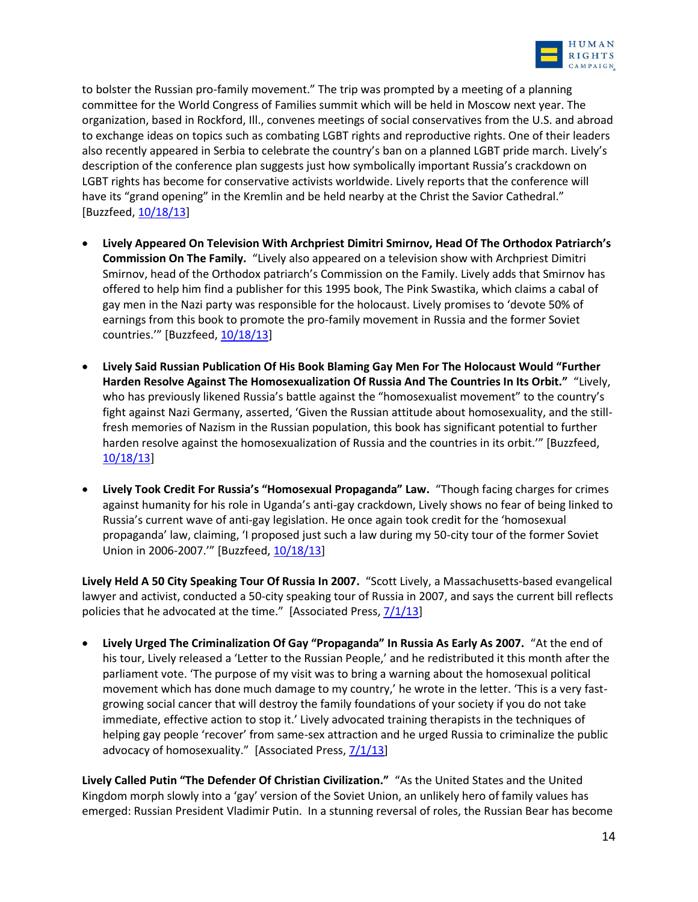to bolster the Russian pro-family movement." The trip was prompted by a meeting of a planning committee for the World Congress of Families summit which will be held in Moscow next year. The organization, based in Rockford, Ill., convenes meetings of social conservatives from the U.S. and abroad to exchange ideas on topics such as combating LGBT rights and reproductive rights. One of their leaders also recently appeared in Serbia to celebrate the country's ban on a planned LGBT pride march. Lively's description of the conference plan suggests just how symbolically important Russia's crackdown on LGBT rights has become for conservative activists worldwide. Lively reports that the conference will have its "grand opening" in the Kremlin and be held nearby at the Christ the Savior Cathedral." [Buzzfeed, 10/18/13]

- **Lively Appeared On Television With Archpriest Dimitri Smirnov, Head Of The Orthodox Patriarch's Commission On The Family.** "Lively also appeared on a television show with Archpriest Dimitri Smirnov, head of the Orthodox patriarch's Commission on the Family. Lively adds that Smirnov has offered to help him find a publisher for this 1995 book, The Pink Swastika, which claims a cabal of gay men in the Nazi party was responsible for the holocaust. Lively promises to 'devote 50% of earnings from this book to promote the pro-family movement in Russia and the former Soviet countries.'" [Buzzfeed, 10/18/13]

- **Lively Said Russian Publication Of His Book Blaming Gay Men For The Holocaust Would "Further Harden Resolve Against The Homosexualization Of Russia And The Countries In Its Orbit."** "Lively, who has previously likened Russia's battle against the "homosexualist movement" to the country's fight against Nazi Germany, asserted, 'Given the Russian attitude about homosexuality, and the still-fresh memories of Nazism in the Russian population, this book has significant potential to further harden resolve against the homosexualization of Russia and the countries in its orbit.'" [Buzzfeed, 10/18/13]

- **Lively Took Credit For Russia's "Homosexual Propaganda" Law.** "Though facing charges for crimes against humanity for his role in Uganda's anti-gay crackdown, Lively shows no fear of being linked to Russia's current wave of anti-gay legislation. He once again took credit for the 'homosexual propaganda' law, claiming, 'I proposed just such a law during my 50-city tour of the former Soviet Union in 2006-2007.'" [Buzzfeed, 10/18/13]

**Lively Held A 50 City Speaking Tour Of Russia In 2007.** "Scott Lively, a Massachusetts-based evangelical lawyer and activist, conducted a 50-city speaking tour of Russia in 2007, and says the current bill reflects policies that he advocated at the time." [Associated Press, 7/1/13]

- **Lively Urged The Criminalization Of Gay "Propaganda" In Russia As Early As 2007.** "At the end of his tour, Lively released a 'Letter to the Russian People,' and he redistributed it this month after the parliament vote. 'The purpose of my visit was to bring a warning about the homosexual political movement which has done much damage to my country,' he wrote in the letter. 'This is a very fast-growing social cancer that will destroy the family foundations of your society if you do not take immediate, effective action to stop it.' Lively advocated training therapists in the techniques of helping gay people 'recover' from same-sex attraction and he urged Russia to criminalize the public advocacy of homosexuality." [Associated Press, 7/1/13]

**Lively Called Putin "The Defender Of Christian Civilization."** "As the United States and the United Kingdom morph slowly into a 'gay' version of the Soviet Union, an unlikely hero of family values has emerged: Russian President Vladimir Putin. In a stunning reversal of roles, the Russian Bear has become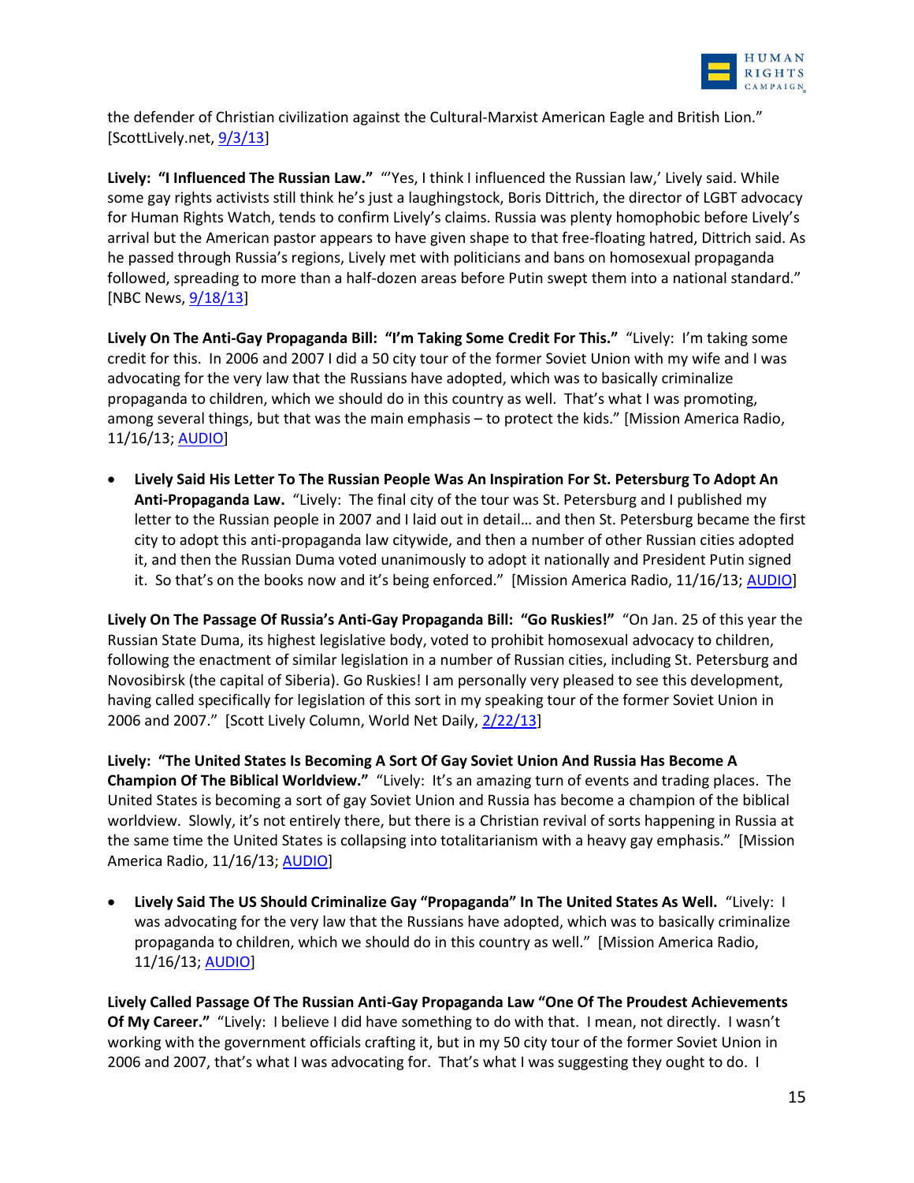the defender of Christian civilization against the Cultural-Marxist American Eagle and British Lion." [ScottLively.net, 9/3/13]

**Lively: "I Influenced The Russian Law."** "'Yes, I think I influenced the Russian law,' Lively said. While some gay rights activists still think he's just a laughingstock, Boris Dittrich, the director of LGBT advocacy for Human Rights Watch, tends to confirm Lively's claims. Russia was plenty homophobic before Lively's arrival but the American pastor appears to have given shape to that free-floating hatred, Dittrich said. As he passed through Russia's regions, Lively met with politicians and bans on homosexual propaganda followed, spreading to more than a half-dozen areas before Putin swept them into a national standard." [NBC News, 9/18/13]

**Lively On The Anti-Gay Propaganda Bill: "I'm Taking Some Credit For This."** "Lively: I'm taking some credit for this. In 2006 and 2007 I did a 50 city tour of the former Soviet Union with my wife and I was advocating for the very law that the Russians have adopted, which was to basically criminalize propaganda to children, which we should do in this country as well. That's what I was promoting, among several things, but that was the main emphasis – to protect the kids." [Mission America Radio, 11/16/13; AUDIO]

- **Lively Said His Letter To The Russian People Was An Inspiration For St. Petersburg To Adopt An Anti-Propaganda Law.** "Lively: The final city of the tour was St. Petersburg and I published my letter to the Russian people in 2007 and I laid out in detail… and then St. Petersburg became the first city to adopt this anti-propaganda law citywide, and then a number of other Russian cities adopted it, and then the Russian Duma voted unanimously to adopt it nationally and President Putin signed it. So that's on the books now and it's being enforced." [Mission America Radio, 11/16/13; AUDIO]

**Lively On The Passage Of Russia's Anti-Gay Propaganda Bill: "Go Ruskies!"** "On Jan. 25 of this year the Russian State Duma, its highest legislative body, voted to prohibit homosexual advocacy to children, following the enactment of similar legislation in a number of Russian cities, including St. Petersburg and Novosibirsk (the capital of Siberia). Go Ruskies! I am personally very pleased to see this development, having called specifically for legislation of this sort in my speaking tour of the former Soviet Union in 2006 and 2007." [Scott Lively Column, World Net Daily, 2/22/13]

**Lively: "The United States Is Becoming A Sort Of Gay Soviet Union And Russia Has Become A Champion Of The Biblical Worldview."** "Lively: It's an amazing turn of events and trading places. The United States is becoming a sort of gay Soviet Union and Russia has become a champion of the biblical worldview. Slowly, it's not entirely there, but there is a Christian revival of sorts happening in Russia at the same time the United States is collapsing into totalitarianism with a heavy gay emphasis." [Mission America Radio, 11/16/13; AUDIO]

- **Lively Said The US Should Criminalize Gay "Propaganda" In The United States As Well.** "Lively: I was advocating for the very law that the Russians have adopted, which was to basically criminalize propaganda to children, which we should do in this country as well." [Mission America Radio, 11/16/13; AUDIO]

**Lively Called Passage Of The Russian Anti-Gay Propaganda Law "One Of The Proudest Achievements Of My Career."** "Lively: I believe I did have something to do with that. I mean, not directly. I wasn't working with the government officials crafting it, but in my 50 city tour of the former Soviet Union in 2006 and 2007, that's what I was advocating for. That's what I was suggesting they ought to do. I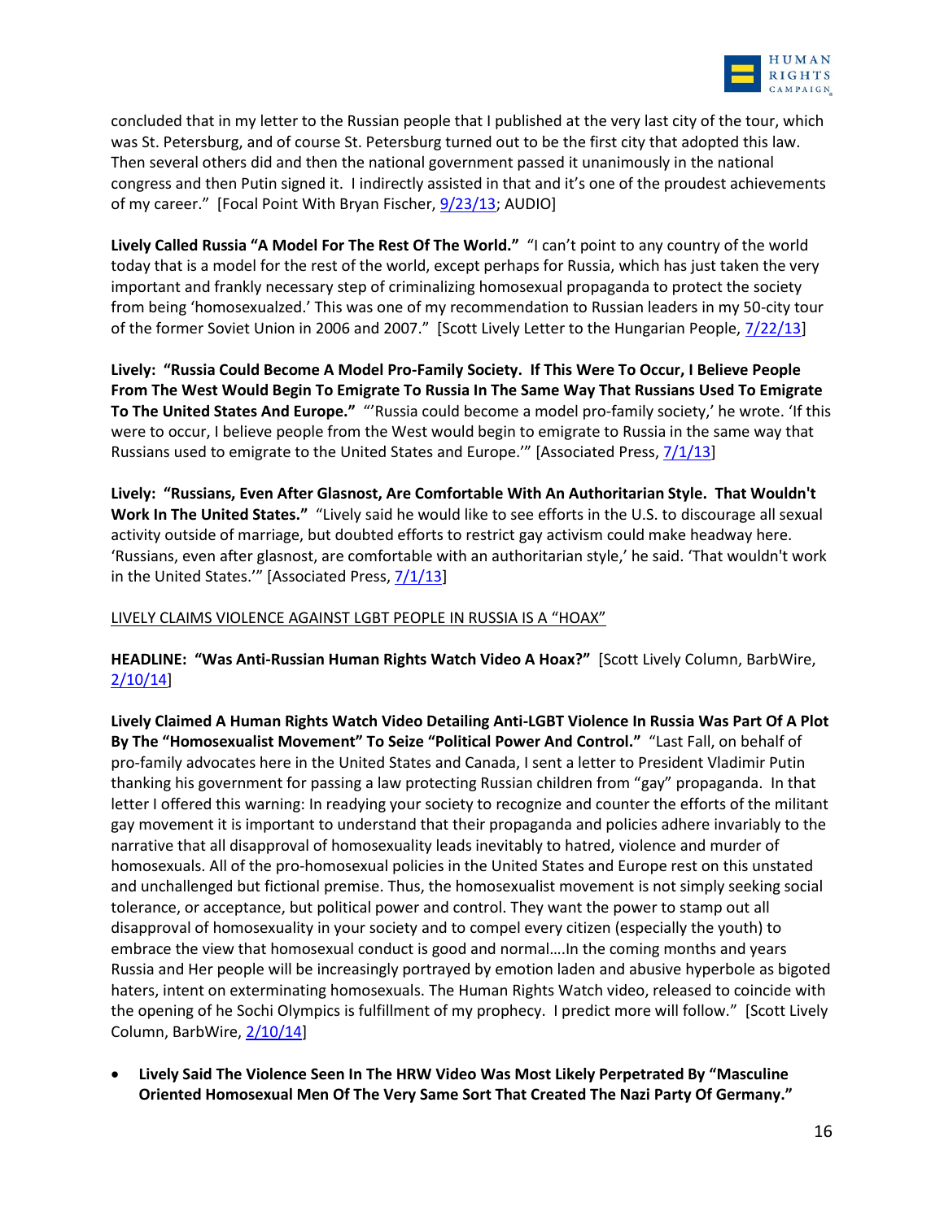concluded that in my letter to the Russian people that I published at the very last city of the tour, which was St. Petersburg, and of course St. Petersburg turned out to be the first city that adopted this law. Then several others did and then the national government passed it unanimously in the national congress and then Putin signed it. I indirectly assisted in that and it's one of the proudest achievements of my career." [Focal Point With Bryan Fischer, 9/23/13; AUDIO]

**Lively Called Russia "A Model For The Rest Of The World."** "I can't point to any country of the world today that is a model for the rest of the world, except perhaps for Russia, which has just taken the very important and frankly necessary step of criminalizing homosexual propaganda to protect the society from being 'homosexualzed.' This was one of my recommendation to Russian leaders in my 50-city tour of the former Soviet Union in 2006 and 2007." [Scott Lively Letter to the Hungarian People, 7/22/13]

**Lively: "Russia Could Become A Model Pro-Family Society. If This Were To Occur, I Believe People From The West Would Begin To Emigrate To Russia In The Same Way That Russians Used To Emigrate To The United States And Europe."** "'Russia could become a model pro-family society,' he wrote. 'If this were to occur, I believe people from the West would begin to emigrate to Russia in the same way that Russians used to emigrate to the United States and Europe.'" [Associated Press, 7/1/13]

**Lively: "Russians, Even After Glasnost, Are Comfortable With An Authoritarian Style. That Wouldn't Work In The United States."** "Lively said he would like to see efforts in the U.S. to discourage all sexual activity outside of marriage, but doubted efforts to restrict gay activism could make headway here. 'Russians, even after glasnost, are comfortable with an authoritarian style,' he said. 'That wouldn't work in the United States.'" [Associated Press, 7/1/13]

LIVELY CLAIMS VIOLENCE AGAINST LGBT PEOPLE IN RUSSIA IS A "HOAX"

**HEADLINE: "Was Anti-Russian Human Rights Watch Video A Hoax?"** [Scott Lively Column, BarbWire, 2/10/14]

**Lively Claimed A Human Rights Watch Video Detailing Anti-LGBT Violence In Russia Was Part Of A Plot By The "Homosexualist Movement" To Seize "Political Power And Control."** "Last Fall, on behalf of pro-family advocates here in the United States and Canada, I sent a letter to President Vladimir Putin thanking his government for passing a law protecting Russian children from "gay" propaganda. In that letter I offered this warning: In readying your society to recognize and counter the efforts of the militant gay movement it is important to understand that their propaganda and policies adhere invariably to the narrative that all disapproval of homosexuality leads inevitably to hatred, violence and murder of homosexuals. All of the pro-homosexual policies in the United States and Europe rest on this unstated and unchallenged but fictional premise. Thus, the homosexualist movement is not simply seeking social tolerance, or acceptance, but political power and control. They want the power to stamp out all disapproval of homosexuality in your society and to compel every citizen (especially the youth) to embrace the view that homosexual conduct is good and normal….In the coming months and years Russia and Her people will be increasingly portrayed by emotion laden and abusive hyperbole as bigoted haters, intent on exterminating homosexuals. The Human Rights Watch video, released to coincide with the opening of he Sochi Olympics is fulfillment of my prophecy. I predict more will follow." [Scott Lively Column, BarbWire, 2/10/14]

- **Lively Said The Violence Seen In The HRW Video Was Most Likely Perpetrated By "Masculine Oriented Homosexual Men Of The Very Same Sort That Created The Nazi Party Of Germany."**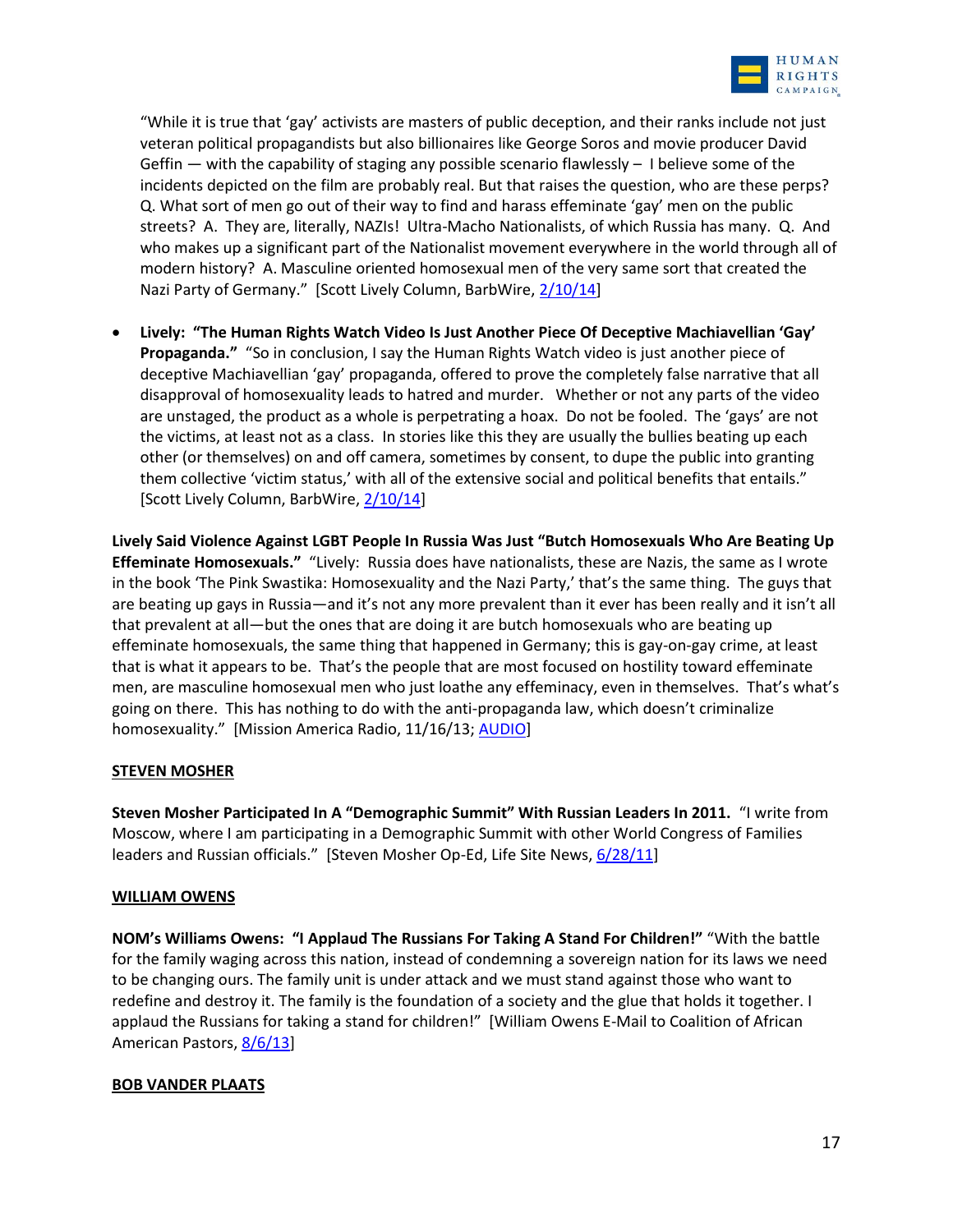"While it is true that 'gay' activists are masters of public deception, and their ranks include not just veteran political propagandists but also billionaires like George Soros and movie producer David Geffin — with the capability of staging any possible scenario flawlessly – I believe some of the incidents depicted on the film are probably real. But that raises the question, who are these perps? Q. What sort of men go out of their way to find and harass effeminate 'gay' men on the public streets? A. They are, literally, NAZIs! Ultra-Macho Nationalists, of which Russia has many. Q. And who makes up a significant part of the Nationalist movement everywhere in the world through all of modern history? A. Masculine oriented homosexual men of the very same sort that created the Nazi Party of Germany." [Scott Lively Column, BarbWire, 2/10/14]

- **Lively: "The Human Rights Watch Video Is Just Another Piece Of Deceptive Machiavellian 'Gay' Propaganda."** "So in conclusion, I say the Human Rights Watch video is just another piece of deceptive Machiavellian 'gay' propaganda, offered to prove the completely false narrative that all disapproval of homosexuality leads to hatred and murder. Whether or not any parts of the video are unstaged, the product as a whole is perpetrating a hoax. Do not be fooled. The 'gays' are not the victims, at least not as a class. In stories like this they are usually the bullies beating up each other (or themselves) on and off camera, sometimes by consent, to dupe the public into granting them collective 'victim status,' with all of the extensive social and political benefits that entails." [Scott Lively Column, BarbWire, 2/10/14]

**Lively Said Violence Against LGBT People In Russia Was Just "Butch Homosexuals Who Are Beating Up Effeminate Homosexuals."** "Lively: Russia does have nationalists, these are Nazis, the same as I wrote in the book 'The Pink Swastika: Homosexuality and the Nazi Party,' that's the same thing. The guys that are beating up gays in Russia—and it's not any more prevalent than it ever has been really and it isn't all that prevalent at all—but the ones that are doing it are butch homosexuals who are beating up effeminate homosexuals, the same thing that happened in Germany; this is gay-on-gay crime, at least that is what it appears to be. That's the people that are most focused on hostility toward effeminate men, are masculine homosexual men who just loathe any effeminacy, even in themselves. That's what's going on there. This has nothing to do with the anti-propaganda law, which doesn't criminalize homosexuality." [Mission America Radio, 11/16/13; AUDIO]

## STEVEN MOSHER

**Steven Mosher Participated In A "Demographic Summit" With Russian Leaders In 2011.** "I write from Moscow, where I am participating in a Demographic Summit with other World Congress of Families leaders and Russian officials." [Steven Mosher Op-Ed, Life Site News, 6/28/11]

## WILLIAM OWENS

**NOM's Williams Owens: "I Applaud The Russians For Taking A Stand For Children!"** "With the battle for the family waging across this nation, instead of condemning a sovereign nation for its laws we need to be changing ours. The family unit is under attack and we must stand against those who want to redefine and destroy it. The family is the foundation of a society and the glue that holds it together. I applaud the Russians for taking a stand for children!" [William Owens E-Mail to Coalition of African American Pastors, 8/6/13]

## BOB VANDER PLAATS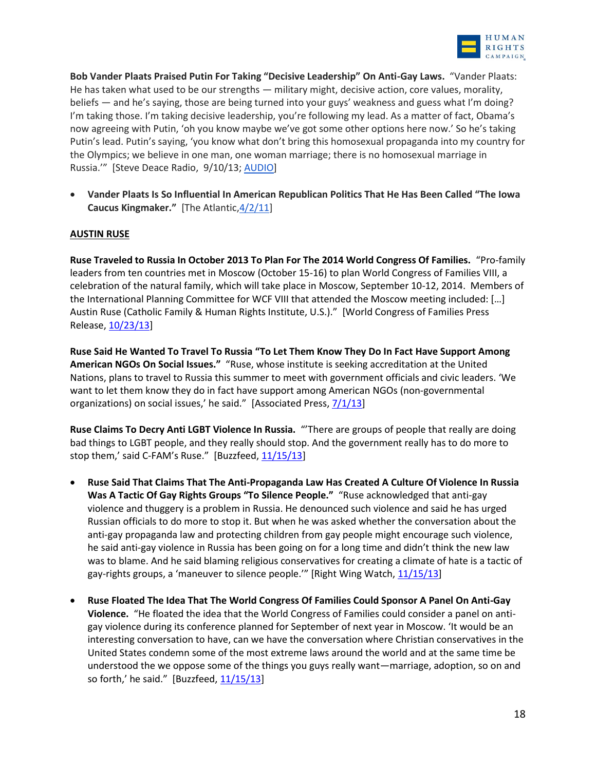**Bob Vander Plaats Praised Putin For Taking "Decisive Leadership" On Anti-Gay Laws.** "Vander Plaats: He has taken what used to be our strengths — military might, decisive action, core values, morality, beliefs — and he's saying, those are being turned into your guys' weakness and guess what I'm doing? I'm taking those. I'm taking decisive leadership, you're following my lead. As a matter of fact, Obama's now agreeing with Putin, 'oh you know maybe we've got some other options here now.' So he's taking Putin's lead. Putin's saying, 'you know what don't bring this homosexual propaganda into my country for the Olympics; we believe in one man, one woman marriage; there is no homosexual marriage in Russia.'" [Steve Deace Radio, 9/10/13; AUDIO]

- **Vander Plaats Is So Influential In American Republican Politics That He Has Been Called "The Iowa Caucus Kingmaker."** [The Atlantic,4/2/11]

**AUSTIN RUSE**

**Ruse Traveled to Russia In October 2013 To Plan For The 2014 World Congress Of Families.** "Pro-family leaders from ten countries met in Moscow (October 15-16) to plan World Congress of Families VIII, a celebration of the natural family, which will take place in Moscow, September 10-12, 2014. Members of the International Planning Committee for WCF VIII that attended the Moscow meeting included: […] Austin Ruse (Catholic Family & Human Rights Institute, U.S.)." [World Congress of Families Press Release, 10/23/13]

**Ruse Said He Wanted To Travel To Russia "To Let Them Know They Do In Fact Have Support Among American NGOs On Social Issues."** "Ruse, whose institute is seeking accreditation at the United Nations, plans to travel to Russia this summer to meet with government officials and civic leaders. 'We want to let them know they do in fact have support among American NGOs (non-governmental organizations) on social issues,' he said." [Associated Press, 7/1/13]

**Ruse Claims To Decry Anti LGBT Violence In Russia.** "'There are groups of people that really are doing bad things to LGBT people, and they really should stop. And the government really has to do more to stop them,' said C-FAM's Ruse." [Buzzfeed, 11/15/13]

- **Ruse Said That Claims That The Anti-Propaganda Law Has Created A Culture Of Violence In Russia Was A Tactic Of Gay Rights Groups "To Silence People."** "Ruse acknowledged that anti-gay violence and thuggery is a problem in Russia. He denounced such violence and said he has urged Russian officials to do more to stop it. But when he was asked whether the conversation about the anti-gay propaganda law and protecting children from gay people might encourage such violence, he said anti-gay violence in Russia has been going on for a long time and didn't think the new law was to blame. And he said blaming religious conservatives for creating a climate of hate is a tactic of gay-rights groups, a 'maneuver to silence people.'" [Right Wing Watch, 11/15/13]
- **Ruse Floated The Idea That The World Congress Of Families Could Sponsor A Panel On Anti-Gay Violence.** "He floated the idea that the World Congress of Families could consider a panel on anti-gay violence during its conference planned for September of next year in Moscow. 'It would be an interesting conversation to have, can we have the conversation where Christian conservatives in the United States condemn some of the most extreme laws around the world and at the same time be understood the we oppose some of the things you guys really want—marriage, adoption, so on and so forth,' he said." [Buzzfeed, 11/15/13]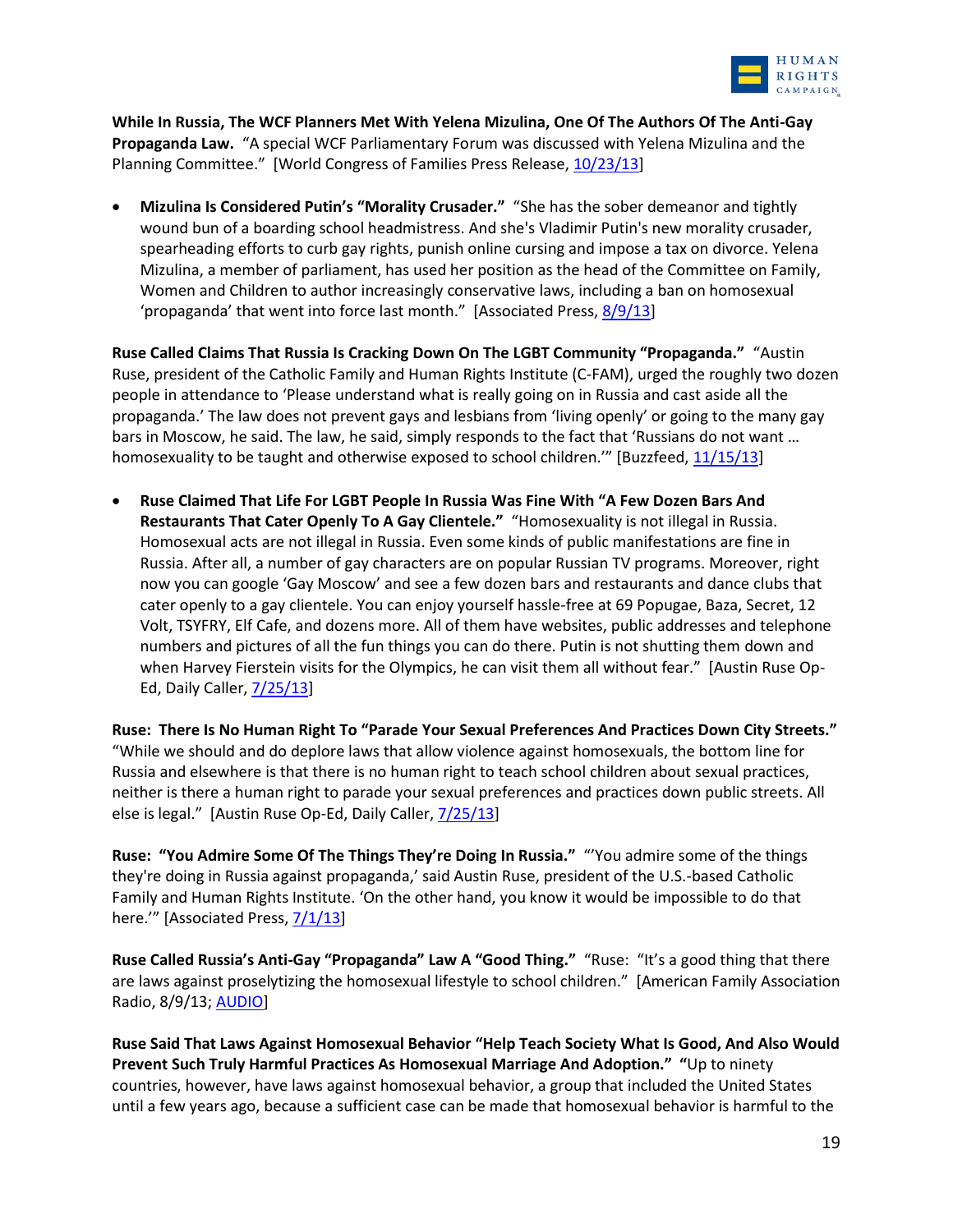**While In Russia, The WCF Planners Met With Yelena Mizulina, One Of The Authors Of The Anti-Gay Propaganda Law.** "A special WCF Parliamentary Forum was discussed with Yelena Mizulina and the Planning Committee." [World Congress of Families Press Release, 10/23/13]

- **Mizulina Is Considered Putin's "Morality Crusader."** "She has the sober demeanor and tightly wound bun of a boarding school headmistress. And she's Vladimir Putin's new morality crusader, spearheading efforts to curb gay rights, punish online cursing and impose a tax on divorce. Yelena Mizulina, a member of parliament, has used her position as the head of the Committee on Family, Women and Children to author increasingly conservative laws, including a ban on homosexual 'propaganda' that went into force last month." [Associated Press, 8/9/13]

**Ruse Called Claims That Russia Is Cracking Down On The LGBT Community "Propaganda."** "Austin Ruse, president of the Catholic Family and Human Rights Institute (C-FAM), urged the roughly two dozen people in attendance to 'Please understand what is really going on in Russia and cast aside all the propaganda.' The law does not prevent gays and lesbians from 'living openly' or going to the many gay bars in Moscow, he said. The law, he said, simply responds to the fact that 'Russians do not want … homosexuality to be taught and otherwise exposed to school children.'" [Buzzfeed, 11/15/13]

- **Ruse Claimed That Life For LGBT People In Russia Was Fine With "A Few Dozen Bars And Restaurants That Cater Openly To A Gay Clientele."** "Homosexuality is not illegal in Russia. Homosexual acts are not illegal in Russia. Even some kinds of public manifestations are fine in Russia. After all, a number of gay characters are on popular Russian TV programs. Moreover, right now you can google 'Gay Moscow' and see a few dozen bars and restaurants and dance clubs that cater openly to a gay clientele. You can enjoy yourself hassle-free at 69 Popugae, Baza, Secret, 12 Volt, TSYFRY, Elf Cafe, and dozens more. All of them have websites, public addresses and telephone numbers and pictures of all the fun things you can do there. Putin is not shutting them down and when Harvey Fierstein visits for the Olympics, he can visit them all without fear." [Austin Ruse Op-Ed, Daily Caller, 7/25/13]

**Ruse: There Is No Human Right To "Parade Your Sexual Preferences And Practices Down City Streets."** "While we should and do deplore laws that allow violence against homosexuals, the bottom line for Russia and elsewhere is that there is no human right to teach school children about sexual practices, neither is there a human right to parade your sexual preferences and practices down public streets. All else is legal." [Austin Ruse Op-Ed, Daily Caller, 7/25/13]

**Ruse: "You Admire Some Of The Things They're Doing In Russia."** "'You admire some of the things they're doing in Russia against propaganda,' said Austin Ruse, president of the U.S.-based Catholic Family and Human Rights Institute. 'On the other hand, you know it would be impossible to do that here.'" [Associated Press, 7/1/13]

**Ruse Called Russia's Anti-Gay "Propaganda" Law A "Good Thing."** "Ruse: "It's a good thing that there are laws against proselytizing the homosexual lifestyle to school children." [American Family Association Radio, 8/9/13; AUDIO]

**Ruse Said That Laws Against Homosexual Behavior "Help Teach Society What Is Good, And Also Would Prevent Such Truly Harmful Practices As Homosexual Marriage And Adoption." "**Up to ninety countries, however, have laws against homosexual behavior, a group that included the United States until a few years ago, because a sufficient case can be made that homosexual behavior is harmful to the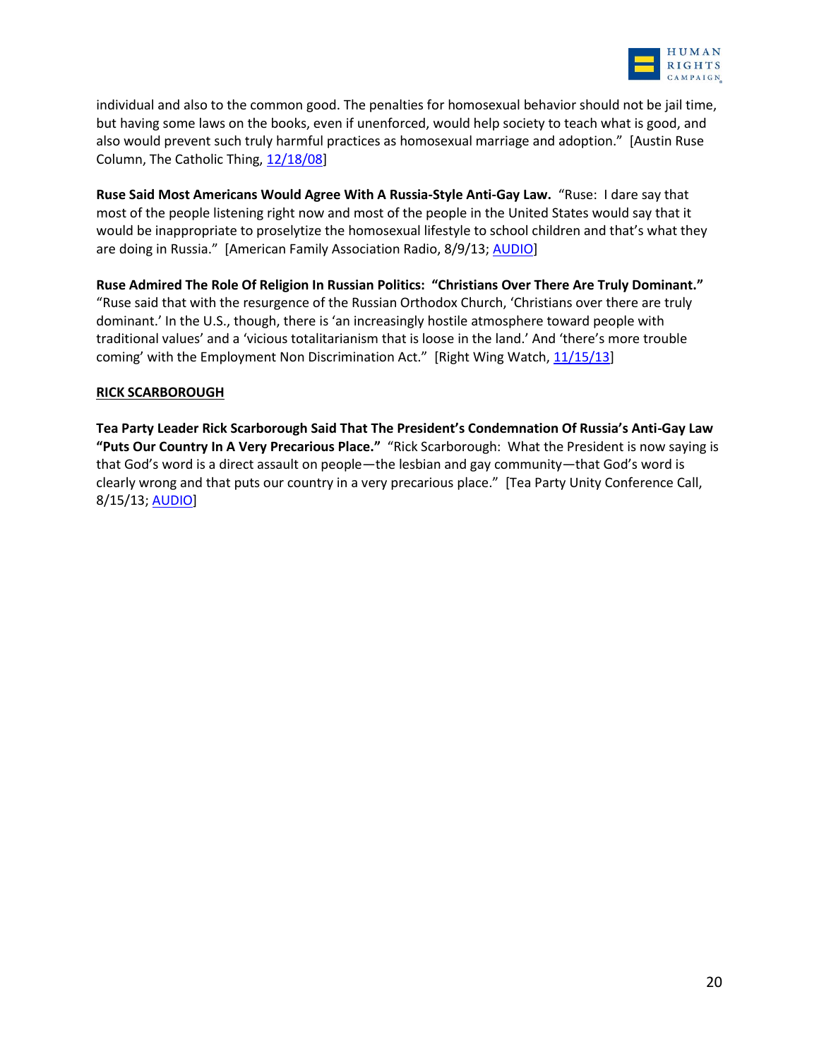individual and also to the common good. The penalties for homosexual behavior should not be jail time, but having some laws on the books, even if unenforced, would help society to teach what is good, and also would prevent such truly harmful practices as homosexual marriage and adoption." [Austin Ruse Column, The Catholic Thing, 12/18/08]

**Ruse Said Most Americans Would Agree With A Russia-Style Anti-Gay Law.** "Ruse: I dare say that most of the people listening right now and most of the people in the United States would say that it would be inappropriate to proselytize the homosexual lifestyle to school children and that's what they are doing in Russia." [American Family Association Radio, 8/9/13; AUDIO]

**Ruse Admired The Role Of Religion In Russian Politics: "Christians Over There Are Truly Dominant."** "Ruse said that with the resurgence of the Russian Orthodox Church, 'Christians over there are truly dominant.' In the U.S., though, there is 'an increasingly hostile atmosphere toward people with traditional values' and a 'vicious totalitarianism that is loose in the land.' And 'there's more trouble coming' with the Employment Non Discrimination Act." [Right Wing Watch, 11/15/13]

**RICK SCARBOROUGH**

**Tea Party Leader Rick Scarborough Said That The President's Condemnation Of Russia's Anti-Gay Law "Puts Our Country In A Very Precarious Place."** "Rick Scarborough: What the President is now saying is that God's word is a direct assault on people—the lesbian and gay community—that God's word is clearly wrong and that puts our country in a very precarious place." [Tea Party Unity Conference Call, 8/15/13; AUDIO]